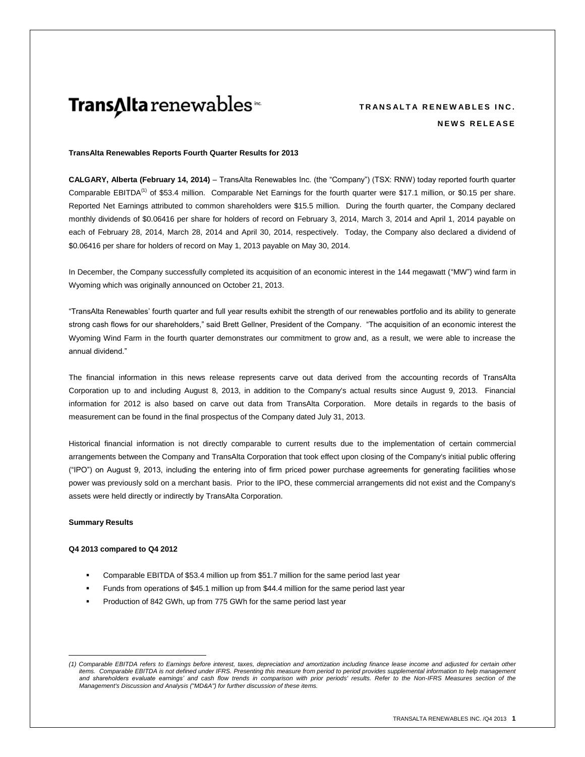**TRANSALTA RENEWABLES INC.**

**NEWS RELEASE**

**TransAlta Renewables Reports Fourth Quarter Results for 2013**

**CALGARY, Alberta (February 14, 2014)** – TransAlta Renewables Inc. (the "Company") (TSX: RNW) today reported fourth quarter Comparable EBITDA[1] of $53.4 million. Comparable Net Earnings for the fourth quarter were $17.1 million, or $0.15 per share. Reported Net Earnings attributed to common shareholders were $15.5 million. During the fourth quarter, the Company declared monthly dividends of $0.06416 per share for holders of record on February 3, 2014, March 3, 2014 and April 1, 2014 payable on each of February 28, 2014, March 28, 2014 and April 30, 2014, respectively. Today, the Company also declared a dividend of $0.06416 per share for holders of record on May 1, 2013 payable on May 30, 2014.

In December, the Company successfully completed its acquisition of an economic interest in the 144 megawatt ("MW") wind farm in Wyoming which was originally announced on October 21, 2013.

"TransAlta Renewables' fourth quarter and full year results exhibit the strength of our renewables portfolio and its ability to generate strong cash flows for our shareholders," said Brett Gellner, President of the Company. "The acquisition of an economic interest the Wyoming Wind Farm in the fourth quarter demonstrates our commitment to grow and, as a result, we were able to increase the annual dividend."

The financial information in this news release represents carve out data derived from the accounting records of TransAlta Corporation up to and including August 8, 2013, in addition to the Company's actual results since August 9, 2013. Financial information for 2012 is also based on carve out data from TransAlta Corporation. More details in regards to the basis of measurement can be found in the final prospectus of the Company dated July 31, 2013.

Historical financial information is not directly comparable to current results due to the implementation of certain commercial arrangements between the Company and TransAlta Corporation that took effect upon closing of the Company's initial public offering ("IPO") on August 9, 2013, including the entering into of firm priced power purchase agreements for generating facilities whose power was previously sold on a merchant basis. Prior to the IPO, these commercial arrangements did not exist and the Company's assets were held directly or indirectly by TransAlta Corporation.

**Summary Results**

**Q4 2013 compared to Q4 2012**

- Comparable EBITDA of $53.4 million up from $51.7 million for the same period last year
- Funds from operations of $45.1 million up from $44.4 million for the same period last year
- Production of 842 GWh, up from 775 GWh for the same period last year

*(1) Comparable EBITDA refers to Earnings before interest, taxes, depreciation and amortization including finance lease income and adjusted for certain other items. Comparable EBITDA is not defined under IFRS. Presenting this measure from period to period provides supplemental information to help management and shareholders evaluate earnings' and cash flow trends in comparison with prior periods' results. Refer to the Non-IFRS Measures section of the Management's Discussion and Analysis ("MD&A") for further discussion of these items.*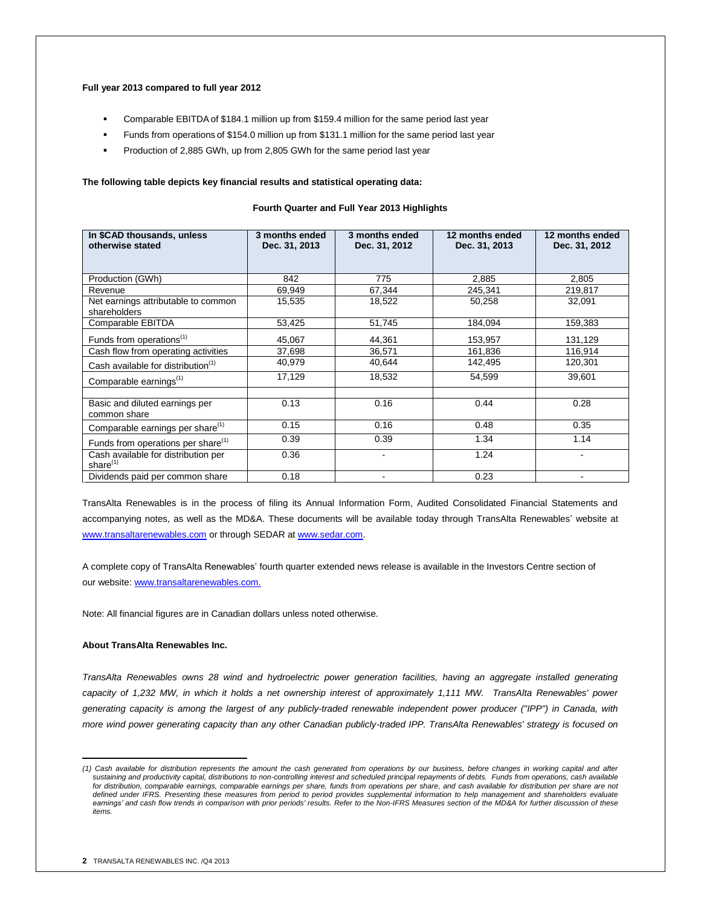**Full year 2013 compared to full year 2012**

- Comparable EBITDA of $184.1 million up from $159.4 million for the same period last year
- Funds from operations of $154.0 million up from $131.1 million for the same period last year
- Production of 2,885 GWh, up from 2,805 GWh for the same period last year

**The following table depicts key financial results and statistical operating data:**

**Fourth Quarter and Full Year 2013 Highlights**

| In $CAD thousands, unless otherwise stated | 3 months ended Dec. 31, 2013 | 3 months ended Dec. 31, 2012 | 12 months ended Dec. 31, 2013 | 12 months ended Dec. 31, 2012 |
|---|---|---|---|---|
| Production (GWh) | 842 | 775 | 2,885 | 2,805 |
| Revenue | 69,949 | 67,344 | 245,341 | 219,817 |
| Net earnings attributable to common shareholders | 15,535 | 18,522 | 50,258 | 32,091 |
| Comparable EBITDA | 53,425 | 51,745 | 184,094 | 159,383 |
| Funds from operations[(1)] | 45,067 | 44,361 | 153,957 | 131,129 |
| Cash flow from operating activities | 37,698 | 36,571 | 161,836 | 116,914 |
| Cash available for distribution[(1)] | 40,979 | 40,644 | 142,495 | 120,301 |
| Comparable earnings[(1)] | 17,129 | 18,532 | 54,599 | 39,601 |
| | | | | |
| Basic and diluted earnings per common share | 0.13 | 0.16 | 0.44 | 0.28 |
| Comparable earnings per share[(1)] | 0.15 | 0.16 | 0.48 | 0.35 |
| Funds from operations per share[(1)] | 0.39 | 0.39 | 1.34 | 1.14 |
| Cash available for distribution per share[(1)] | 0.36 | - | 1.24 | - |
| Dividends paid per common share | 0.18 | - | 0.23 | - |

TransAlta Renewables is in the process of filing its Annual Information Form, Audited Consolidated Financial Statements and accompanying notes, as well as the MD&A. These documents will be available today through TransAlta Renewables' website at www.transaltarenewables.com or through SEDAR at www.sedar.com.

A complete copy of TransAlta Renewables' fourth quarter extended news release is available in the Investors Centre section of our website: www.transaltarenewables.com.

Note: All financial figures are in Canadian dollars unless noted otherwise.

**About TransAlta Renewables Inc.**

*TransAlta Renewables owns 28 wind and hydroelectric power generation facilities, having an aggregate installed generating capacity of 1,232 MW, in which it holds a net ownership interest of approximately 1,111 MW. TransAlta Renewables' power generating capacity is among the largest of any publicly-traded renewable independent power producer ("IPP") in Canada, with more wind power generating capacity than any other Canadian publicly-traded IPP. TransAlta Renewables' strategy is focused on*

---

*(1) Cash available for distribution represents the amount the cash generated from operations by our business, before changes in working capital and after sustaining and productivity capital, distributions to non-controlling interest and scheduled principal repayments of debts. Funds from operations, cash available for distribution, comparable earnings, comparable earnings per share, funds from operations per share, and cash available for distribution per share are not defined under IFRS. Presenting these measures from period to period provides supplemental information to help management and shareholders evaluate earnings' and cash flow trends in comparison with prior periods' results. Refer to the Non-IFRS Measures section of the MD&A for further discussion of these items.*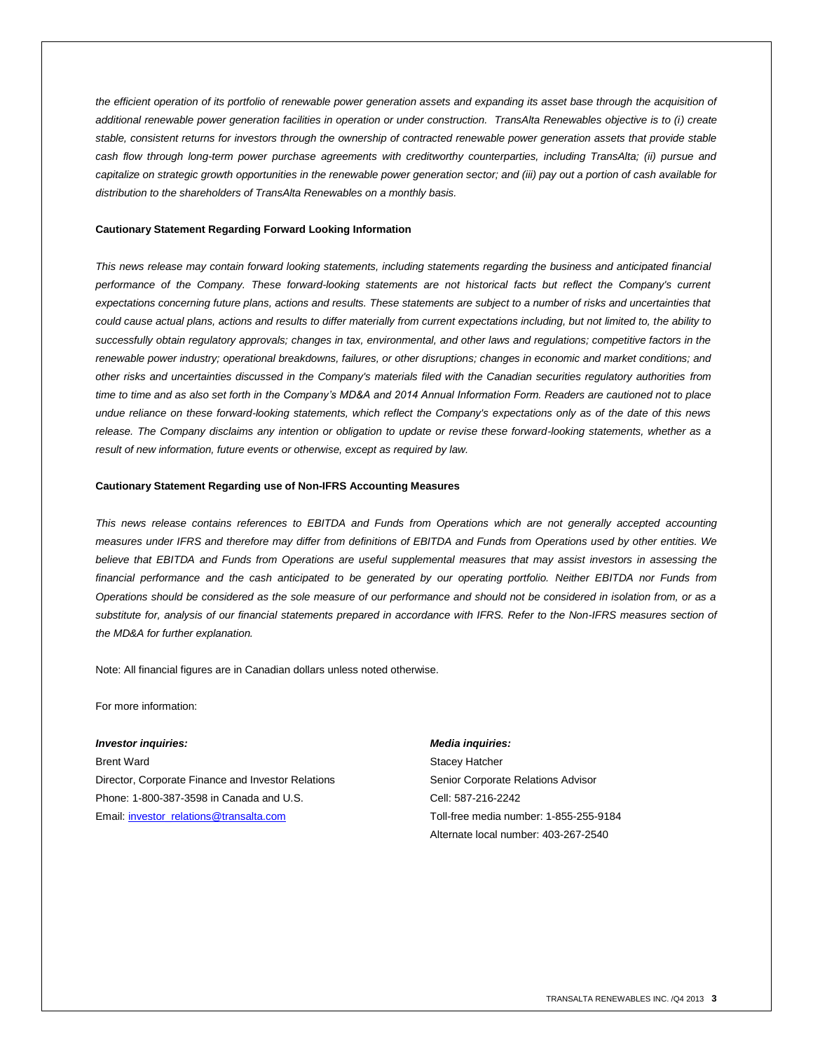*the efficient operation of its portfolio of renewable power generation assets and expanding its asset base through the acquisition of additional renewable power generation facilities in operation or under construction. TransAlta Renewables objective is to (i) create stable, consistent returns for investors through the ownership of contracted renewable power generation assets that provide stable cash flow through long-term power purchase agreements with creditworthy counterparties, including TransAlta; (ii) pursue and capitalize on strategic growth opportunities in the renewable power generation sector; and (iii) pay out a portion of cash available for distribution to the shareholders of TransAlta Renewables on a monthly basis.*

**Cautionary Statement Regarding Forward Looking Information**

*This news release may contain forward looking statements, including statements regarding the business and anticipated financial performance of the Company. These forward-looking statements are not historical facts but reflect the Company's current expectations concerning future plans, actions and results. These statements are subject to a number of risks and uncertainties that could cause actual plans, actions and results to differ materially from current expectations including, but not limited to, the ability to successfully obtain regulatory approvals; changes in tax, environmental, and other laws and regulations; competitive factors in the renewable power industry; operational breakdowns, failures, or other disruptions; changes in economic and market conditions; and other risks and uncertainties discussed in the Company's materials filed with the Canadian securities regulatory authorities from time to time and as also set forth in the Company's MD&A and 2014 Annual Information Form. Readers are cautioned not to place undue reliance on these forward-looking statements, which reflect the Company's expectations only as of the date of this news release. The Company disclaims any intention or obligation to update or revise these forward-looking statements, whether as a result of new information, future events or otherwise, except as required by law.*

**Cautionary Statement Regarding use of Non-IFRS Accounting Measures**

*This news release contains references to EBITDA and Funds from Operations which are not generally accepted accounting measures under IFRS and therefore may differ from definitions of EBITDA and Funds from Operations used by other entities. We believe that EBITDA and Funds from Operations are useful supplemental measures that may assist investors in assessing the financial performance and the cash anticipated to be generated by our operating portfolio. Neither EBITDA nor Funds from Operations should be considered as the sole measure of our performance and should not be considered in isolation from, or as a substitute for, analysis of our financial statements prepared in accordance with IFRS. Refer to the Non-IFRS measures section of the MD&A for further explanation.*

Note: All financial figures are in Canadian dollars unless noted otherwise.

For more information:

***Investor inquiries:***
Brent Ward
Director, Corporate Finance and Investor Relations
Phone: 1-800-387-3598 in Canada and U.S.
Email: investor_relations@transalta.com

***Media inquiries:***
Stacey Hatcher
Senior Corporate Relations Advisor
Cell: 587-216-2242
Toll-free media number: 1-855-255-9184
Alternate local number: 403-267-2540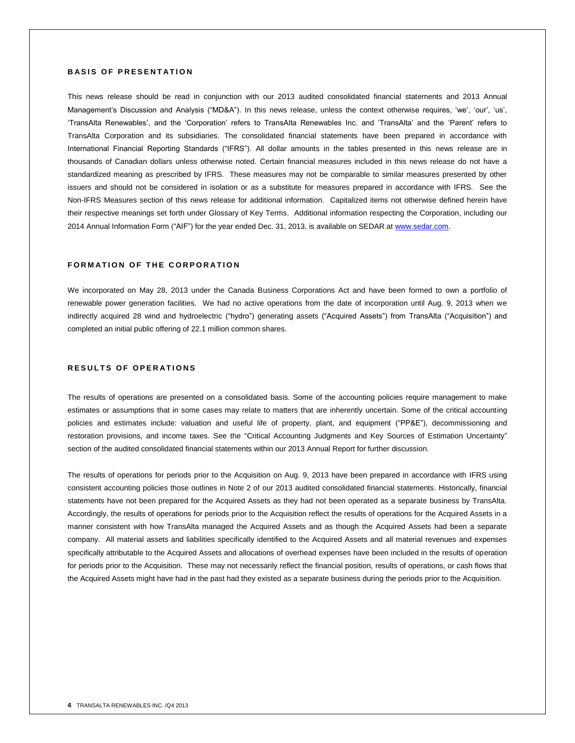## BASIS OF PRESENTATION

This news release should be read in conjunction with our 2013 audited consolidated financial statements and 2013 Annual Management's Discussion and Analysis ("MD&A"). In this news release, unless the context otherwise requires, 'we', 'our', 'us', 'TransAlta Renewables', and the 'Corporation' refers to TransAlta Renewables Inc. and 'TransAlta' and the 'Parent' refers to TransAlta Corporation and its subsidiaries. The consolidated financial statements have been prepared in accordance with International Financial Reporting Standards ("IFRS"). All dollar amounts in the tables presented in this news release are in thousands of Canadian dollars unless otherwise noted. Certain financial measures included in this news release do not have a standardized meaning as prescribed by IFRS. These measures may not be comparable to similar measures presented by other issuers and should not be considered in isolation or as a substitute for measures prepared in accordance with IFRS. See the Non-IFRS Measures section of this news release for additional information. Capitalized items not otherwise defined herein have their respective meanings set forth under Glossary of Key Terms. Additional information respecting the Corporation, including our 2014 Annual Information Form ("AIF") for the year ended Dec. 31, 2013, is available on SEDAR at www.sedar.com.

## FORMATION OF THE CORPORATION

We incorporated on May 28, 2013 under the Canada Business Corporations Act and have been formed to own a portfolio of renewable power generation facilities. We had no active operations from the date of incorporation until Aug. 9, 2013 when we indirectly acquired 28 wind and hydroelectric ("hydro") generating assets ("Acquired Assets") from TransAlta ("Acquisition") and completed an initial public offering of 22.1 million common shares.

## RESULTS OF OPERATIONS

The results of operations are presented on a consolidated basis. Some of the accounting policies require management to make estimates or assumptions that in some cases may relate to matters that are inherently uncertain. Some of the critical accounting policies and estimates include: valuation and useful life of property, plant, and equipment ("PP&E"), decommissioning and restoration provisions, and income taxes. See the "Critical Accounting Judgments and Key Sources of Estimation Uncertainty" section of the audited consolidated financial statements within our 2013 Annual Report for further discussion.

The results of operations for periods prior to the Acquisition on Aug. 9, 2013 have been prepared in accordance with IFRS using consistent accounting policies those outlines in Note 2 of our 2013 audited consolidated financial statements. Historically, financial statements have not been prepared for the Acquired Assets as they had not been operated as a separate business by TransAlta. Accordingly, the results of operations for periods prior to the Acquisition reflect the results of operations for the Acquired Assets in a manner consistent with how TransAlta managed the Acquired Assets and as though the Acquired Assets had been a separate company. All material assets and liabilities specifically identified to the Acquired Assets and all material revenues and expenses specifically attributable to the Acquired Assets and allocations of overhead expenses have been included in the results of operation for periods prior to the Acquisition. These may not necessarily reflect the financial position, results of operations, or cash flows that the Acquired Assets might have had in the past had they existed as a separate business during the periods prior to the Acquisition.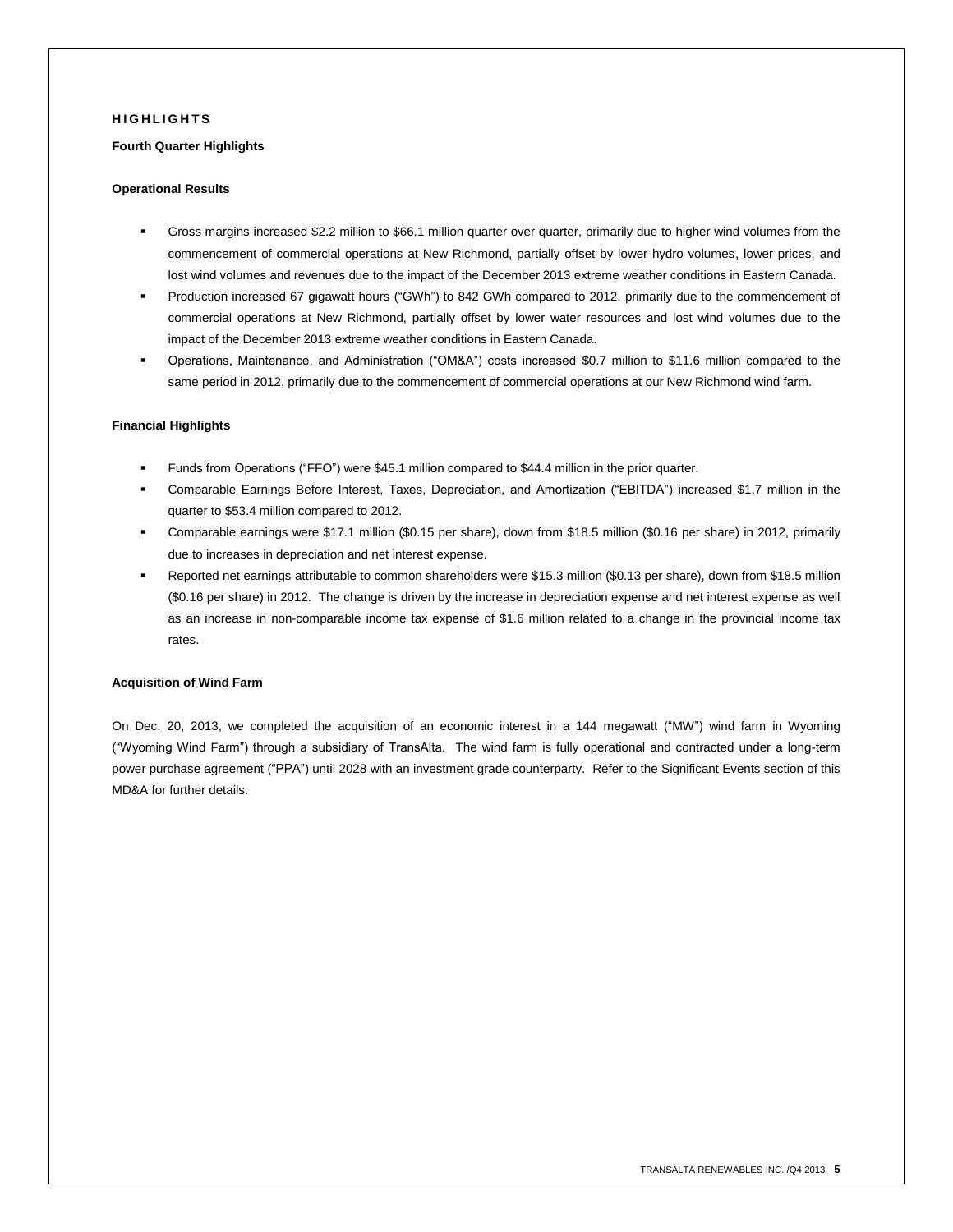# HIGHLIGHTS

## Fourth Quarter Highlights

### Operational Results

- Gross margins increased $2.2 million to $66.1 million quarter over quarter, primarily due to higher wind volumes from the commencement of commercial operations at New Richmond, partially offset by lower hydro volumes, lower prices, and lost wind volumes and revenues due to the impact of the December 2013 extreme weather conditions in Eastern Canada.
- Production increased 67 gigawatt hours ("GWh") to 842 GWh compared to 2012, primarily due to the commencement of commercial operations at New Richmond, partially offset by lower water resources and lost wind volumes due to the impact of the December 2013 extreme weather conditions in Eastern Canada.
- Operations, Maintenance, and Administration ("OM&A") costs increased $0.7 million to $11.6 million compared to the same period in 2012, primarily due to the commencement of commercial operations at our New Richmond wind farm.

### Financial Highlights

- Funds from Operations ("FFO") were $45.1 million compared to $44.4 million in the prior quarter.
- Comparable Earnings Before Interest, Taxes, Depreciation, and Amortization ("EBITDA") increased $1.7 million in the quarter to $53.4 million compared to 2012.
- Comparable earnings were $17.1 million ($0.15 per share), down from $18.5 million ($0.16 per share) in 2012, primarily due to increases in depreciation and net interest expense.
- Reported net earnings attributable to common shareholders were $15.3 million ($0.13 per share), down from $18.5 million ($0.16 per share) in 2012. The change is driven by the increase in depreciation expense and net interest expense as well as an increase in non-comparable income tax expense of $1.6 million related to a change in the provincial income tax rates.

### Acquisition of Wind Farm

On Dec. 20, 2013, we completed the acquisition of an economic interest in a 144 megawatt ("MW") wind farm in Wyoming ("Wyoming Wind Farm") through a subsidiary of TransAlta. The wind farm is fully operational and contracted under a long-term power purchase agreement ("PPA") until 2028 with an investment grade counterparty. Refer to the Significant Events section of this MD&A for further details.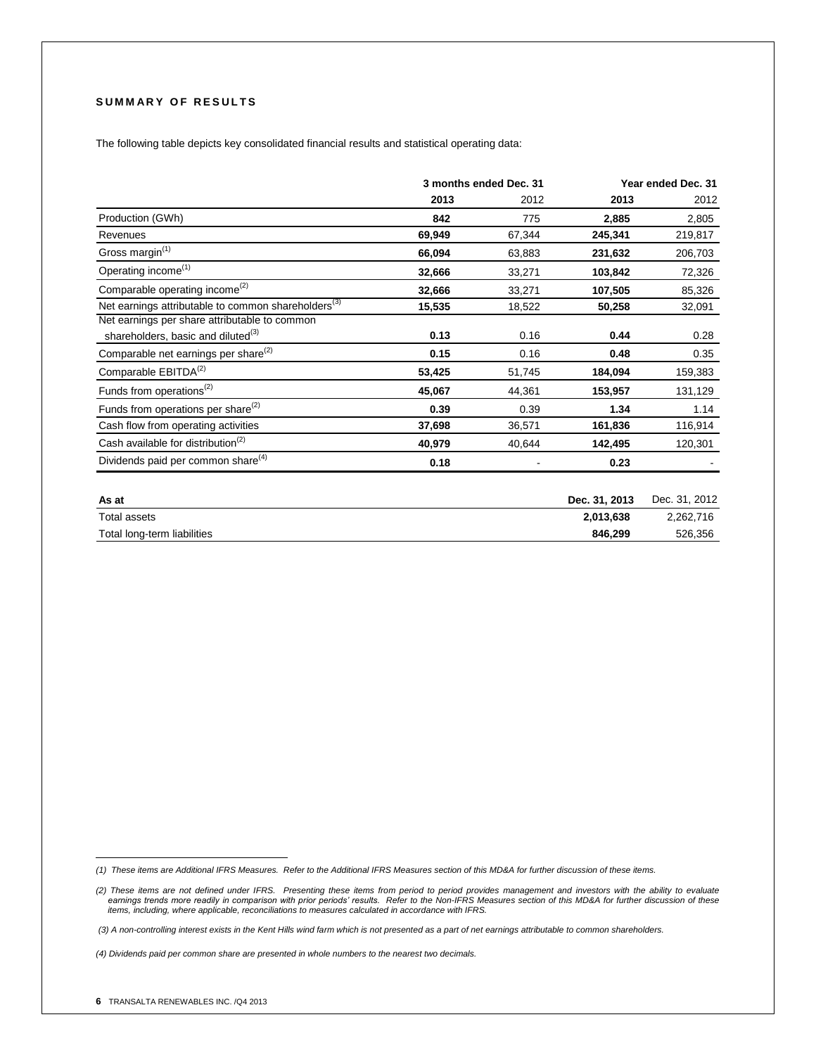## SUMMARY OF RESULTS

The following table depicts key consolidated financial results and statistical operating data:

| | 3 months ended Dec. 31 | | Year ended Dec. 31 | |
|---|---|---|---|---|
| | **2013** | 2012 | **2013** | 2012 |
| Production (GWh) | **842** | 775 | **2,885** | 2,805 |
| Revenues | **69,949** | 67,344 | **245,341** | 219,817 |
| Gross margin(1) | **66,094** | 63,883 | **231,632** | 206,703 |
| Operating income(1) | **32,666** | 33,271 | **103,842** | 72,326 |
| Comparable operating income(2) | **32,666** | 33,271 | **107,505** | 85,326 |
| Net earnings attributable to common shareholders(3) | **15,535** | 18,522 | **50,258** | 32,091 |
| Net earnings per share attributable to common shareholders, basic and diluted(3) | **0.13** | 0.16 | **0.44** | 0.28 |
| Comparable net earnings per share(2) | **0.15** | 0.16 | **0.48** | 0.35 |
| Comparable EBITDA(2) | **53,425** | 51,745 | **184,094** | 159,383 |
| Funds from operations(2) | **45,067** | 44,361 | **153,957** | 131,129 |
| Funds from operations per share(2) | **0.39** | 0.39 | **1.34** | 1.14 |
| Cash flow from operating activities | **37,698** | 36,571 | **161,836** | 116,914 |
| Cash available for distribution(2) | **40,979** | 40,644 | **142,495** | 120,301 |
| Dividends paid per common share(4) | **0.18** | - | **0.23** | - |

| As at | Dec. 31, 2013 | Dec. 31, 2012 |
|---|---|---|
| Total assets | **2,013,638** | 2,262,716 |
| Total long-term liabilities | **846,299** | 526,356 |

*(1) These items are Additional IFRS Measures. Refer to the Additional IFRS Measures section of this MD&A for further discussion of these items.*

*(2) These items are not defined under IFRS. Presenting these items from period to period provides management and investors with the ability to evaluate earnings trends more readily in comparison with prior periods' results. Refer to the Non-IFRS Measures section of this MD&A for further discussion of these items, including, where applicable, reconciliations to measures calculated in accordance with IFRS.*

*(3) A non-controlling interest exists in the Kent Hills wind farm which is not presented as a part of net earnings attributable to common shareholders.*

*(4) Dividends paid per common share are presented in whole numbers to the nearest two decimals.*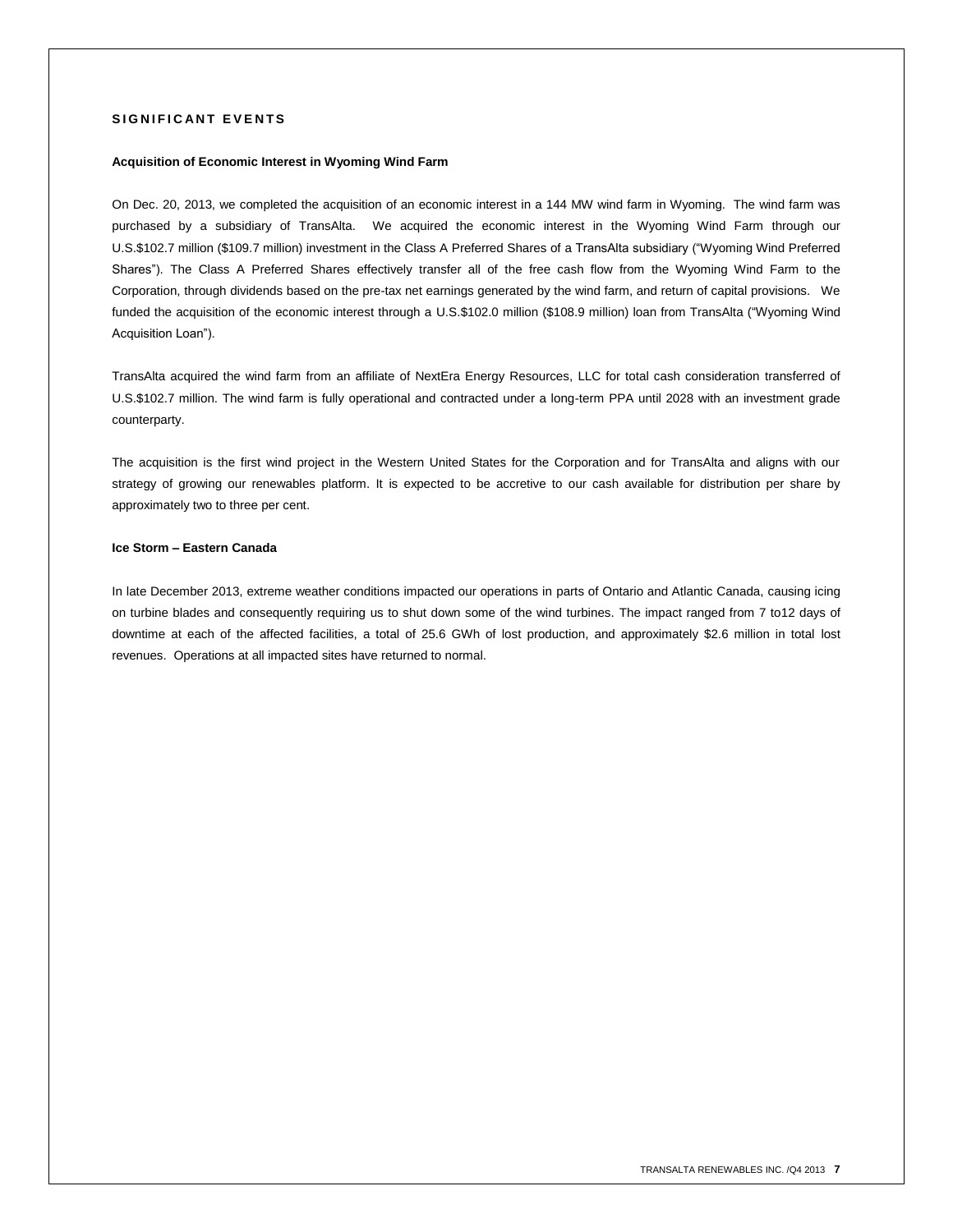## SIGNIFICANT EVENTS

### Acquisition of Economic Interest in Wyoming Wind Farm

On Dec. 20, 2013, we completed the acquisition of an economic interest in a 144 MW wind farm in Wyoming. The wind farm was purchased by a subsidiary of TransAlta. We acquired the economic interest in the Wyoming Wind Farm through our U.S.$102.7 million ($109.7 million) investment in the Class A Preferred Shares of a TransAlta subsidiary ("Wyoming Wind Preferred Shares"). The Class A Preferred Shares effectively transfer all of the free cash flow from the Wyoming Wind Farm to the Corporation, through dividends based on the pre-tax net earnings generated by the wind farm, and return of capital provisions. We funded the acquisition of the economic interest through a U.S.$102.0 million ($108.9 million) loan from TransAlta ("Wyoming Wind Acquisition Loan").

TransAlta acquired the wind farm from an affiliate of NextEra Energy Resources, LLC for total cash consideration transferred of U.S.$102.7 million. The wind farm is fully operational and contracted under a long-term PPA until 2028 with an investment grade counterparty.

The acquisition is the first wind project in the Western United States for the Corporation and for TransAlta and aligns with our strategy of growing our renewables platform. It is expected to be accretive to our cash available for distribution per share by approximately two to three per cent.

### Ice Storm – Eastern Canada

In late December 2013, extreme weather conditions impacted our operations in parts of Ontario and Atlantic Canada, causing icing on turbine blades and consequently requiring us to shut down some of the wind turbines. The impact ranged from 7 to12 days of downtime at each of the affected facilities, a total of 25.6 GWh of lost production, and approximately $2.6 million in total lost revenues. Operations at all impacted sites have returned to normal.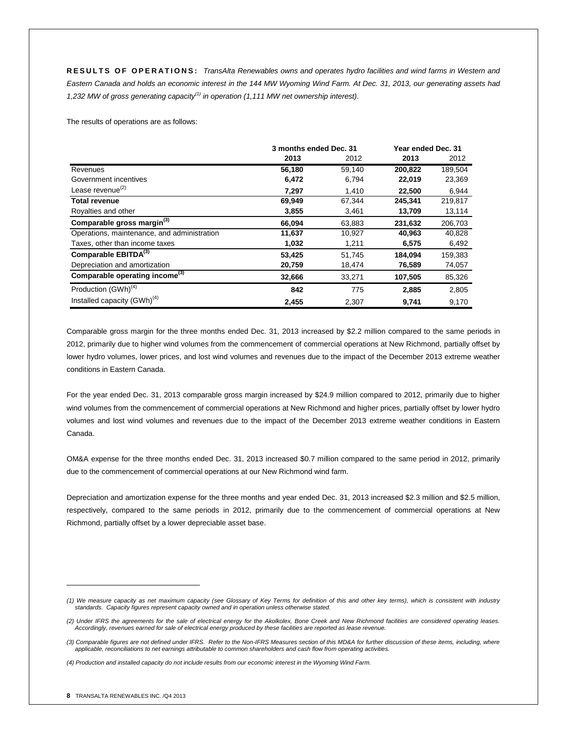**RESULTS OF OPERATIONS:** *TransAlta Renewables owns and operates hydro facilities and wind farms in Western and Eastern Canada and holds an economic interest in the 144 MW Wyoming Wind Farm. At Dec. 31, 2013, our generating assets had 1,232 MW of gross generating capacity[(1)] in operation (1,111 MW net ownership interest).*

The results of operations are as follows:

| | 3 months ended Dec. 31 | | Year ended Dec. 31 | |
|---|---|---|---|---|
| | **2013** | 2012 | **2013** | 2012 |
| Revenues | **56,180** | 59,140 | **200,822** | 189,504 |
| Government incentives | **6,472** | 6,794 | **22,019** | 23,369 |
| Lease revenue[(2)] | **7,297** | 1,410 | **22,500** | 6,944 |
| **Total revenue** | **69,949** | 67,344 | **245,341** | 219,817 |
| Royalties and other | **3,855** | 3,461 | **13,709** | 13,114 |
| **Comparable gross margin[(3)]** | **66,094** | 63,883 | **231,632** | 206,703 |
| Operations, maintenance, and administration | **11,637** | 10,927 | **40,963** | 40,828 |
| Taxes, other than income taxes | **1,032** | 1,211 | **6,575** | 6,492 |
| **Comparable EBITDA[(3)]** | **53,425** | 51,745 | **184,094** | 159,383 |
| Depreciation and amortization | **20,759** | 18,474 | **76,589** | 74,057 |
| **Comparable operating income[(3)]** | **32,666** | 33,271 | **107,505** | 85,326 |
| Production (GWh)[(4)] | **842** | 775 | **2,885** | 2,805 |
| Installed capacity (GWh)[(4)] | **2,455** | 2,307 | **9,741** | 9,170 |

Comparable gross margin for the three months ended Dec. 31, 2013 increased by $2.2 million compared to the same periods in 2012, primarily due to higher wind volumes from the commencement of commercial operations at New Richmond, partially offset by lower hydro volumes, lower prices, and lost wind volumes and revenues due to the impact of the December 2013 extreme weather conditions in Eastern Canada.

For the year ended Dec. 31, 2013 comparable gross margin increased by $24.9 million compared to 2012, primarily due to higher wind volumes from the commencement of commercial operations at New Richmond and higher prices, partially offset by lower hydro volumes and lost wind volumes and revenues due to the impact of the December 2013 extreme weather conditions in Eastern Canada.

OM&A expense for the three months ended Dec. 31, 2013 increased $0.7 million compared to the same period in 2012, primarily due to the commencement of commercial operations at our New Richmond wind farm.

Depreciation and amortization expense for the three months and year ended Dec. 31, 2013 increased $2.3 million and $2.5 million, respectively, compared to the same periods in 2012, primarily due to the commencement of commercial operations at New Richmond, partially offset by a lower depreciable asset base.

---

*(1) We measure capacity as net maximum capacity (see Glossary of Key Terms for definition of this and other key terms), which is consistent with industry standards. Capacity figures represent capacity owned and in operation unless otherwise stated.*

*(2) Under IFRS the agreements for the sale of electrical energy for the Akolkolex, Bone Creek and New Richmond facilities are considered operating leases. Accordingly, revenues earned for sale of electrical energy produced by these facilities are reported as lease revenue.*

*(3) Comparable figures are not defined under IFRS. Refer to the Non-IFRS Measures section of this MD&A for further discussion of these items, including, where applicable, reconciliations to net earnings attributable to common shareholders and cash flow from operating activities.*

*(4) Production and installed capacity do not include results from our economic interest in the Wyoming Wind Farm.*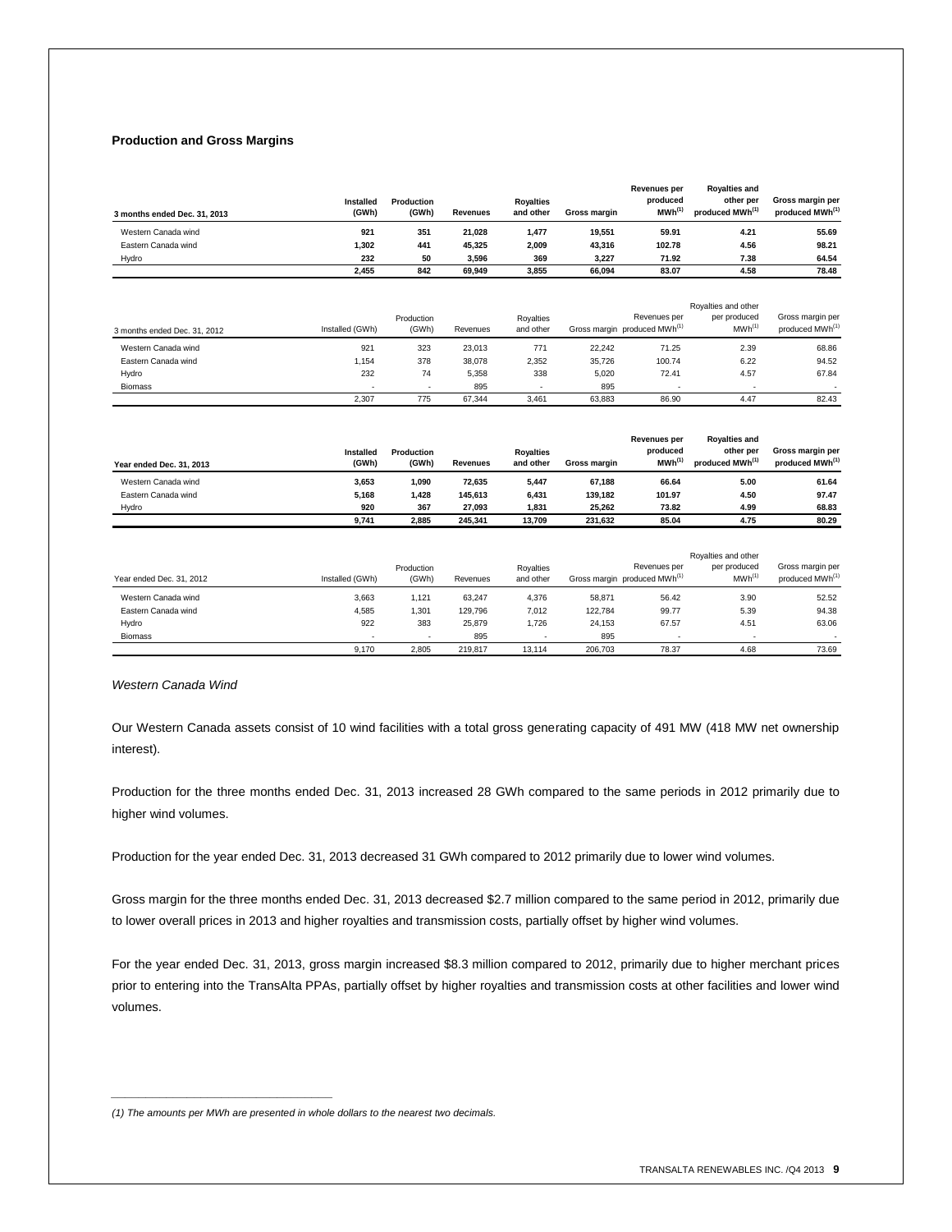### Production and Gross Margins

| 3 months ended Dec. 31, 2013 | Installed (GWh) | Production (GWh) | Revenues | Royalties and other | Gross margin | Revenues per produced MWh[1] | Royalties and other per produced MWh[1] | Gross margin per produced MWh[1] |
|---|---|---|---|---|---|---|---|---|
| Western Canada wind | **921** | **351** | **21,028** | **1,477** | **19,551** | **59.91** | **4.21** | **55.69** |
| Eastern Canada wind | **1,302** | **441** | **45,325** | **2,009** | **43,316** | **102.78** | **4.56** | **98.21** |
| Hydro | **232** | **50** | **3,596** | **369** | **3,227** | **71.92** | **7.38** | **64.54** |
| | **2,455** | **842** | **69,949** | **3,855** | **66,094** | **83.07** | **4.58** | **78.48** |

| 3 months ended Dec. 31, 2012 | Installed (GWh) | Production (GWh) | Revenues | Royalties and other | Gross margin | Revenues per produced MWh[1] | Royalties and other per produced MWh[1] | Gross margin per produced MWh[1] |
|---|---|---|---|---|---|---|---|---|
| Western Canada wind | 921 | 323 | 23,013 | 771 | 22,242 | 71.25 | 2.39 | 68.86 |
| Eastern Canada wind | 1,154 | 378 | 38,078 | 2,352 | 35,726 | 100.74 | 6.22 | 94.52 |
| Hydro | 232 | 74 | 5,358 | 338 | 5,020 | 72.41 | 4.57 | 67.84 |
| Biomass | - | - | 895 | - | 895 | - | - | - |
| | 2,307 | 775 | 67,344 | 3,461 | 63,883 | 86.90 | 4.47 | 82.43 |

| Year ended Dec. 31, 2013 | Installed (GWh) | Production (GWh) | Revenues | Royalties and other | Gross margin | Revenues per produced MWh[1] | Royalties and other per produced MWh[1] | Gross margin per produced MWh[1] |
|---|---|---|---|---|---|---|---|---|
| Western Canada wind | **3,653** | **1,090** | **72,635** | **5,447** | **67,188** | **66.64** | **5.00** | **61.64** |
| Eastern Canada wind | **5,168** | **1,428** | **145,613** | **6,431** | **139,182** | **101.97** | **4.50** | **97.47** |
| Hydro | **920** | **367** | **27,093** | **1,831** | **25,262** | **73.82** | **4.99** | **68.83** |
| | **9,741** | **2,885** | **245,341** | **13,709** | **231,632** | **85.04** | **4.75** | **80.29** |

| Year ended Dec. 31, 2012 | Installed (GWh) | Production (GWh) | Revenues | Royalties and other | Gross margin | Revenues per produced MWh[1] | Royalties and other per produced MWh[1] | Gross margin per produced MWh[1] |
|---|---|---|---|---|---|---|---|---|
| Western Canada wind | 3,663 | 1,121 | 63,247 | 4,376 | 58,871 | 56.42 | 3.90 | 52.52 |
| Eastern Canada wind | 4,585 | 1,301 | 129,796 | 7,012 | 122,784 | 99.77 | 5.39 | 94.38 |
| Hydro | 922 | 383 | 25,879 | 1,726 | 24,153 | 67.57 | 4.51 | 63.06 |
| Biomass | - | - | 895 | - | 895 | - | - | - |
| | 9,170 | 2,805 | 219,817 | 13,114 | 206,703 | 78.37 | 4.68 | 73.69 |

*Western Canada Wind*

Our Western Canada assets consist of 10 wind facilities with a total gross generating capacity of 491 MW (418 MW net ownership interest).

Production for the three months ended Dec. 31, 2013 increased 28 GWh compared to the same periods in 2012 primarily due to higher wind volumes.

Production for the year ended Dec. 31, 2013 decreased 31 GWh compared to 2012 primarily due to lower wind volumes.

Gross margin for the three months ended Dec. 31, 2013 decreased $2.7 million compared to the same period in 2012, primarily due to lower overall prices in 2013 and higher royalties and transmission costs, partially offset by higher wind volumes.

For the year ended Dec. 31, 2013, gross margin increased $8.3 million compared to 2012, primarily due to higher merchant prices prior to entering into the TransAlta PPAs, partially offset by higher royalties and transmission costs at other facilities and lower wind volumes.

*(1) The amounts per MWh are presented in whole dollars to the nearest two decimals.*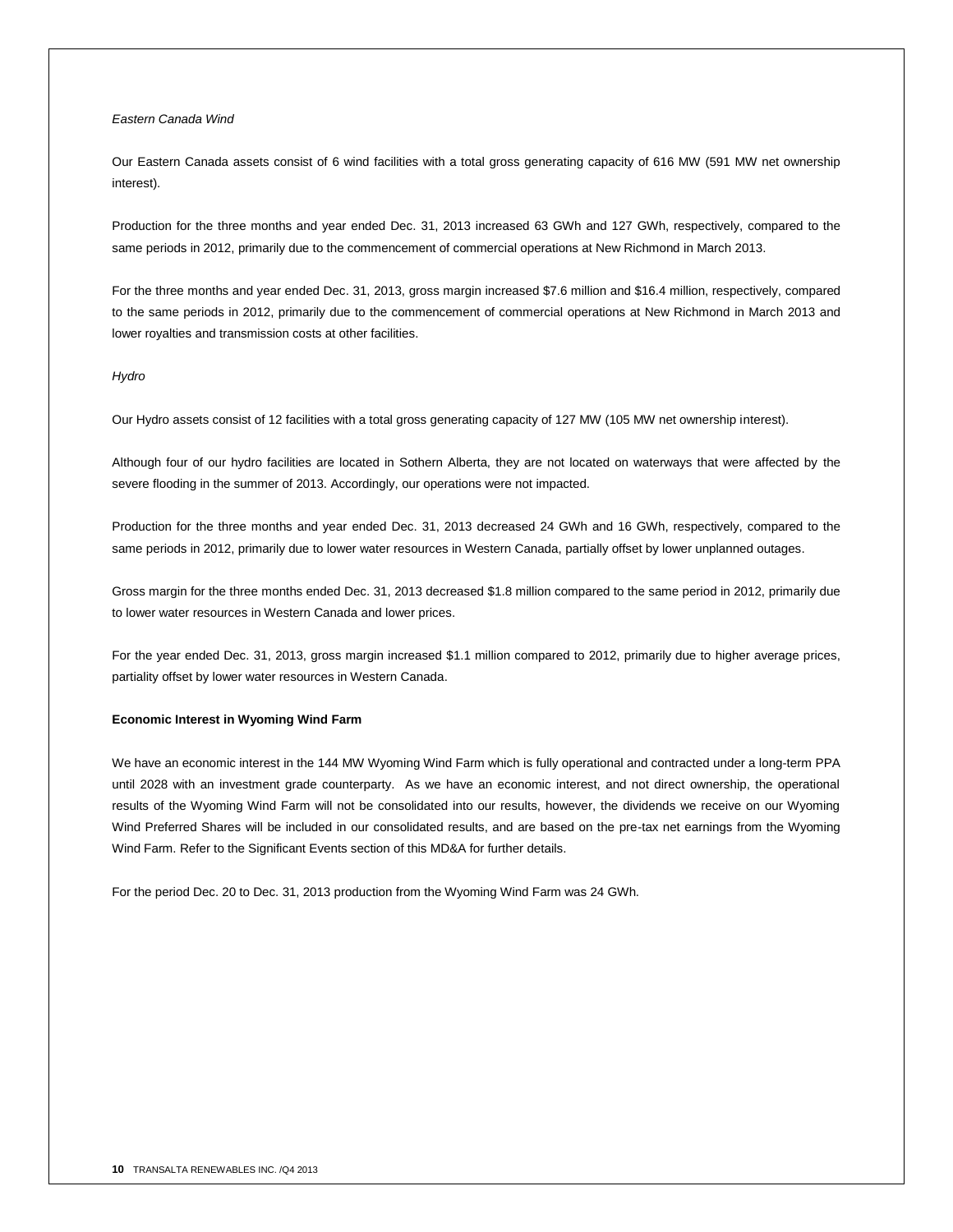*Eastern Canada Wind*

Our Eastern Canada assets consist of 6 wind facilities with a total gross generating capacity of 616 MW (591 MW net ownership interest).

Production for the three months and year ended Dec. 31, 2013 increased 63 GWh and 127 GWh, respectively, compared to the same periods in 2012, primarily due to the commencement of commercial operations at New Richmond in March 2013.

For the three months and year ended Dec. 31, 2013, gross margin increased $7.6 million and $16.4 million, respectively, compared to the same periods in 2012, primarily due to the commencement of commercial operations at New Richmond in March 2013 and lower royalties and transmission costs at other facilities.

*Hydro*

Our Hydro assets consist of 12 facilities with a total gross generating capacity of 127 MW (105 MW net ownership interest).

Although four of our hydro facilities are located in Sothern Alberta, they are not located on waterways that were affected by the severe flooding in the summer of 2013. Accordingly, our operations were not impacted.

Production for the three months and year ended Dec. 31, 2013 decreased 24 GWh and 16 GWh, respectively, compared to the same periods in 2012, primarily due to lower water resources in Western Canada, partially offset by lower unplanned outages.

Gross margin for the three months ended Dec. 31, 2013 decreased $1.8 million compared to the same period in 2012, primarily due to lower water resources in Western Canada and lower prices.

For the year ended Dec. 31, 2013, gross margin increased $1.1 million compared to 2012, primarily due to higher average prices, partiality offset by lower water resources in Western Canada.

**Economic Interest in Wyoming Wind Farm**

We have an economic interest in the 144 MW Wyoming Wind Farm which is fully operational and contracted under a long-term PPA until 2028 with an investment grade counterparty. As we have an economic interest, and not direct ownership, the operational results of the Wyoming Wind Farm will not be consolidated into our results, however, the dividends we receive on our Wyoming Wind Preferred Shares will be included in our consolidated results, and are based on the pre-tax net earnings from the Wyoming Wind Farm. Refer to the Significant Events section of this MD&A for further details.

For the period Dec. 20 to Dec. 31, 2013 production from the Wyoming Wind Farm was 24 GWh.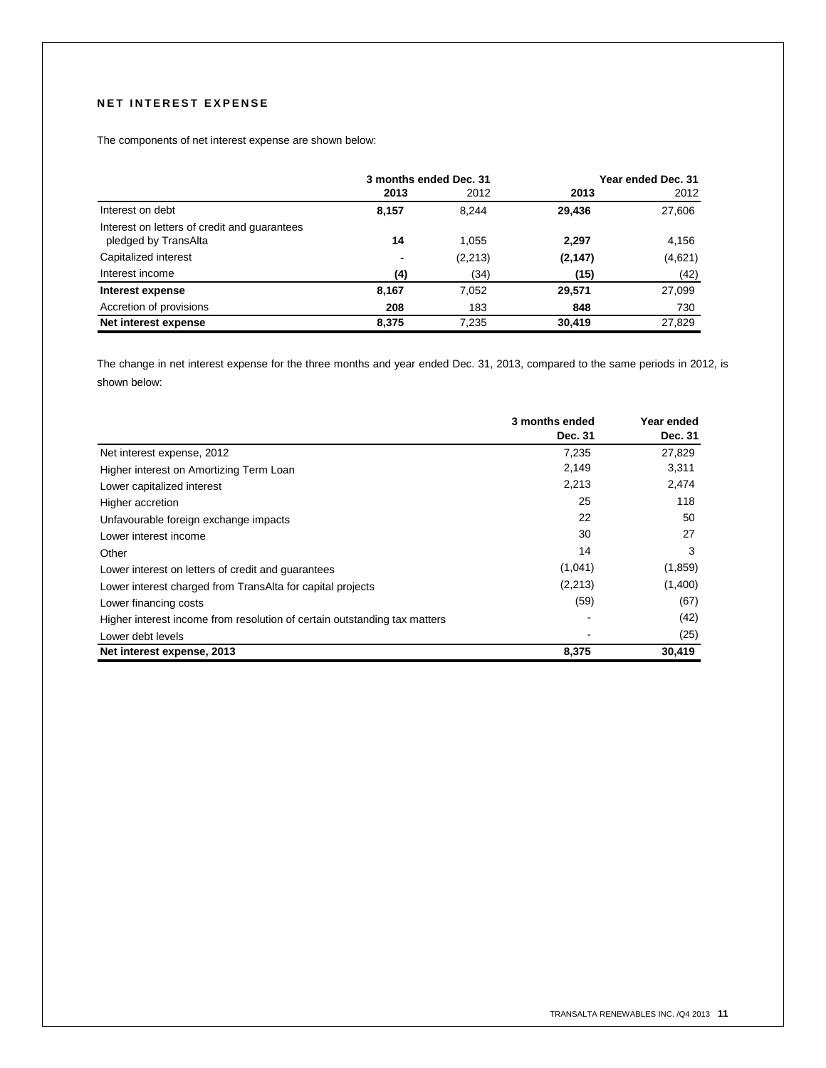## NET INTEREST EXPENSE

The components of net interest expense are shown below:

| | 3 months ended Dec. 31 | | Year ended Dec. 31 | |
|---|---|---|---|---|
| | **2013** | 2012 | **2013** | 2012 |
| Interest on debt | **8,157** | 8,244 | **29,436** | 27,606 |
| Interest on letters of credit and guarantees pledged by TransAlta | **14** | 1,055 | **2,297** | 4,156 |
| Capitalized interest | **-** | (2,213) | **(2,147)** | (4,621) |
| Interest income | **(4)** | (34) | **(15)** | (42) |
| **Interest expense** | **8,167** | 7,052 | **29,571** | 27,099 |
| Accretion of provisions | **208** | 183 | **848** | 730 |
| **Net interest expense** | **8,375** | 7,235 | **30,419** | 27,829 |

The change in net interest expense for the three months and year ended Dec. 31, 2013, compared to the same periods in 2012, is shown below:

| | 3 months ended Dec. 31 | Year ended Dec. 31 |
|---|---|---|
| Net interest expense, 2012 | 7,235 | 27,829 |
| Higher interest on Amortizing Term Loan | 2,149 | 3,311 |
| Lower capitalized interest | 2,213 | 2,474 |
| Higher accretion | 25 | 118 |
| Unfavourable foreign exchange impacts | 22 | 50 |
| Lower interest income | 30 | 27 |
| Other | 14 | 3 |
| Lower interest on letters of credit and guarantees | (1,041) | (1,859) |
| Lower interest charged from TransAlta for capital projects | (2,213) | (1,400) |
| Lower financing costs | (59) | (67) |
| Higher interest income from resolution of certain outstanding tax matters | - | (42) |
| Lower debt levels | - | (25) |
| **Net interest expense, 2013** | **8,375** | **30,419** |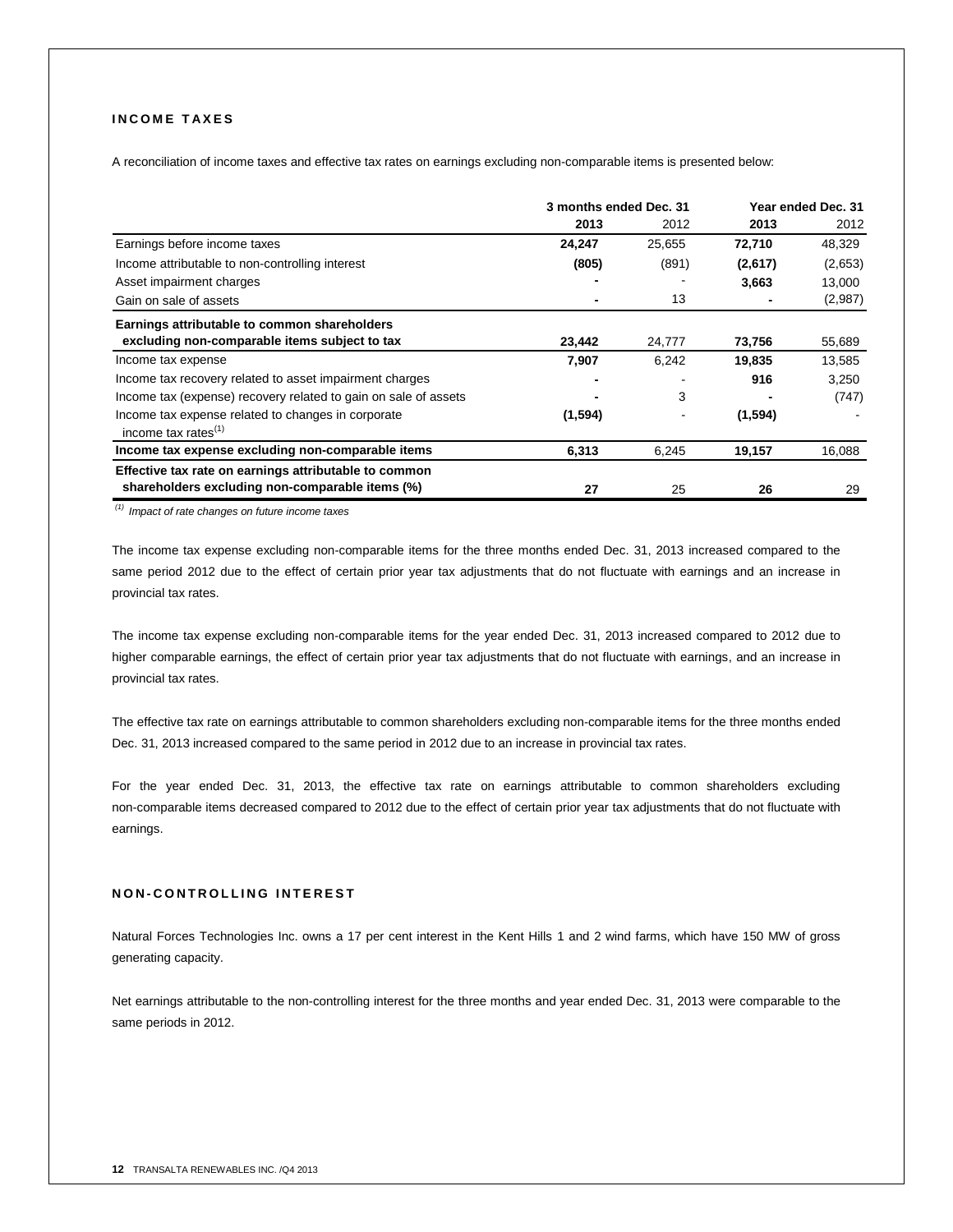## INCOME TAXES

A reconciliation of income taxes and effective tax rates on earnings excluding non-comparable items is presented below:

| | 3 months ended Dec. 31 | | Year ended Dec. 31 | |
|---|---|---|---|---|
| | **2013** | 2012 | **2013** | 2012 |
| Earnings before income taxes | **24,247** | 25,655 | **72,710** | 48,329 |
| Income attributable to non-controlling interest | **(805)** | (891) | **(2,617)** | (2,653) |
| Asset impairment charges | **-** | - | **3,663** | 13,000 |
| Gain on sale of assets | **-** | 13 | **-** | (2,987) |
| **Earnings attributable to common shareholders excluding non-comparable items subject to tax** | **23,442** | 24,777 | **73,756** | 55,689 |
| Income tax expense | **7,907** | 6,242 | **19,835** | 13,585 |
| Income tax recovery related to asset impairment charges | **-** | - | **916** | 3,250 |
| Income tax (expense) recovery related to gain on sale of assets | **-** | 3 | **-** | (747) |
| Income tax expense related to changes in corporate income tax rates[1] | **(1,594)** | - | **(1,594)** | - |
| **Income tax expense excluding non-comparable items** | **6,313** | 6,245 | **19,157** | 16,088 |
| **Effective tax rate on earnings attributable to common shareholders excluding non-comparable items (%)** | **27** | 25 | **26** | 29 |

*[1] Impact of rate changes on future income taxes*

The income tax expense excluding non-comparable items for the three months ended Dec. 31, 2013 increased compared to the same period 2012 due to the effect of certain prior year tax adjustments that do not fluctuate with earnings and an increase in provincial tax rates.

The income tax expense excluding non-comparable items for the year ended Dec. 31, 2013 increased compared to 2012 due to higher comparable earnings, the effect of certain prior year tax adjustments that do not fluctuate with earnings, and an increase in provincial tax rates.

The effective tax rate on earnings attributable to common shareholders excluding non-comparable items for the three months ended Dec. 31, 2013 increased compared to the same period in 2012 due to an increase in provincial tax rates.

For the year ended Dec. 31, 2013, the effective tax rate on earnings attributable to common shareholders excluding non-comparable items decreased compared to 2012 due to the effect of certain prior year tax adjustments that do not fluctuate with earnings.

## NON-CONTROLLING INTEREST

Natural Forces Technologies Inc. owns a 17 per cent interest in the Kent Hills 1 and 2 wind farms, which have 150 MW of gross generating capacity.

Net earnings attributable to the non-controlling interest for the three months and year ended Dec. 31, 2013 were comparable to the same periods in 2012.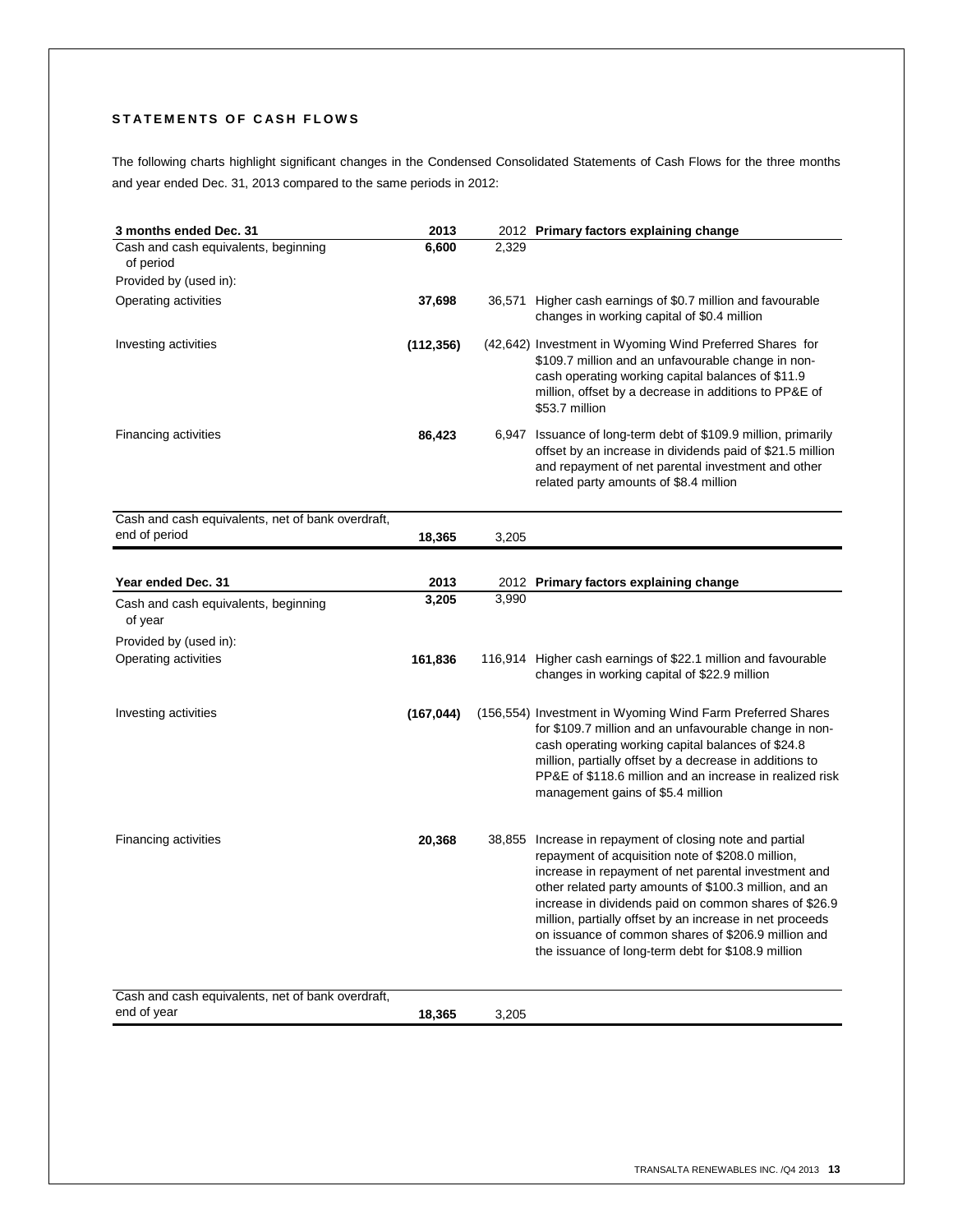## STATEMENTS OF CASH FLOWS

The following charts highlight significant changes in the Condensed Consolidated Statements of Cash Flows for the three months and year ended Dec. 31, 2013 compared to the same periods in 2012:

| 3 months ended Dec. 31 | 2013 | 2012 | Primary factors explaining change |
|---|---|---|---|
| Cash and cash equivalents, beginning of period | **6,600** | 2,329 | |
| Provided by (used in): | | | |
| Operating activities | **37,698** | 36,571 | Higher cash earnings of $0.7 million and favourable changes in working capital of $0.4 million |
| Investing activities | **(112,356)** | (42,642) | Investment in Wyoming Wind Preferred Shares for $109.7 million and an unfavourable change in non-cash operating working capital balances of $11.9 million, offset by a decrease in additions to PP&E of $53.7 million |
| Financing activities | **86,423** | 6,947 | Issuance of long-term debt of $109.9 million, primarily offset by an increase in dividends paid of $21.5 million and repayment of net parental investment and other related party amounts of $8.4 million |
| Cash and cash equivalents, net of bank overdraft, end of period | **18,365** | 3,205 | |

| Year ended Dec. 31 | 2013 | 2012 | Primary factors explaining change |
|---|---|---|---|
| Cash and cash equivalents, beginning of year | **3,205** | 3,990 | |
| Provided by (used in): | | | |
| Operating activities | **161,836** | 116,914 | Higher cash earnings of $22.1 million and favourable changes in working capital of $22.9 million |
| Investing activities | **(167,044)** | (156,554) | Investment in Wyoming Wind Farm Preferred Shares for $109.7 million and an unfavourable change in non-cash operating working capital balances of $24.8 million, partially offset by a decrease in additions to PP&E of $118.6 million and an increase in realized risk management gains of $5.4 million |
| Financing activities | **20,368** | 38,855 | Increase in repayment of closing note and partial repayment of acquisition note of $208.0 million, increase in repayment of net parental investment and other related party amounts of $100.3 million, and an increase in dividends paid on common shares of $26.9 million, partially offset by an increase in net proceeds on issuance of common shares of $206.9 million and the issuance of long-term debt for $108.9 million |
| Cash and cash equivalents, net of bank overdraft, end of year | **18,365** | 3,205 | |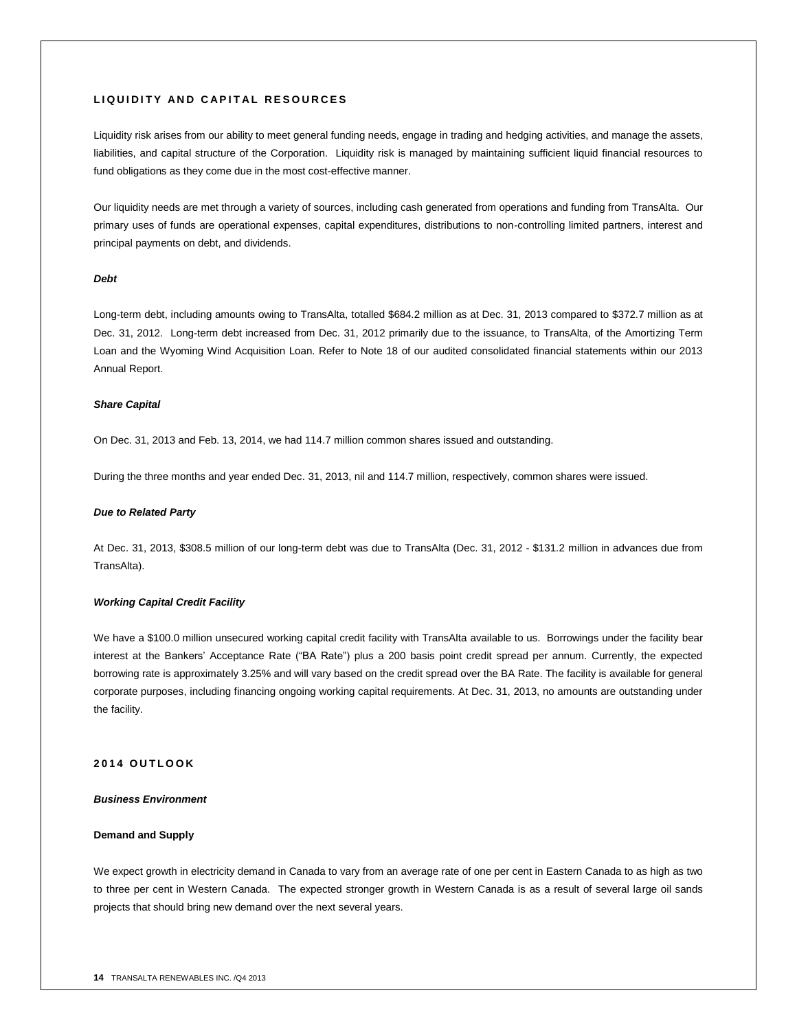## LIQUIDITY AND CAPITAL RESOURCES

Liquidity risk arises from our ability to meet general funding needs, engage in trading and hedging activities, and manage the assets, liabilities, and capital structure of the Corporation. Liquidity risk is managed by maintaining sufficient liquid financial resources to fund obligations as they come due in the most cost-effective manner.

Our liquidity needs are met through a variety of sources, including cash generated from operations and funding from TransAlta. Our primary uses of funds are operational expenses, capital expenditures, distributions to non-controlling limited partners, interest and principal payments on debt, and dividends.

### *Debt*

Long-term debt, including amounts owing to TransAlta, totalled \$684.2 million as at Dec. 31, 2013 compared to \$372.7 million as at Dec. 31, 2012. Long-term debt increased from Dec. 31, 2012 primarily due to the issuance, to TransAlta, of the Amortizing Term Loan and the Wyoming Wind Acquisition Loan. Refer to Note 18 of our audited consolidated financial statements within our 2013 Annual Report.

### *Share Capital*

On Dec. 31, 2013 and Feb. 13, 2014, we had 114.7 million common shares issued and outstanding.

During the three months and year ended Dec. 31, 2013, nil and 114.7 million, respectively, common shares were issued.

### *Due to Related Party*

At Dec. 31, 2013, \$308.5 million of our long-term debt was due to TransAlta (Dec. 31, 2012 - \$131.2 million in advances due from TransAlta).

### *Working Capital Credit Facility*

We have a \$100.0 million unsecured working capital credit facility with TransAlta available to us. Borrowings under the facility bear interest at the Bankers' Acceptance Rate ("BA Rate") plus a 200 basis point credit spread per annum. Currently, the expected borrowing rate is approximately 3.25% and will vary based on the credit spread over the BA Rate. The facility is available for general corporate purposes, including financing ongoing working capital requirements. At Dec. 31, 2013, no amounts are outstanding under the facility.

## 2014 OUTLOOK

### *Business Environment*

#### Demand and Supply

We expect growth in electricity demand in Canada to vary from an average rate of one per cent in Eastern Canada to as high as two to three per cent in Western Canada. The expected stronger growth in Western Canada is as a result of several large oil sands projects that should bring new demand over the next several years.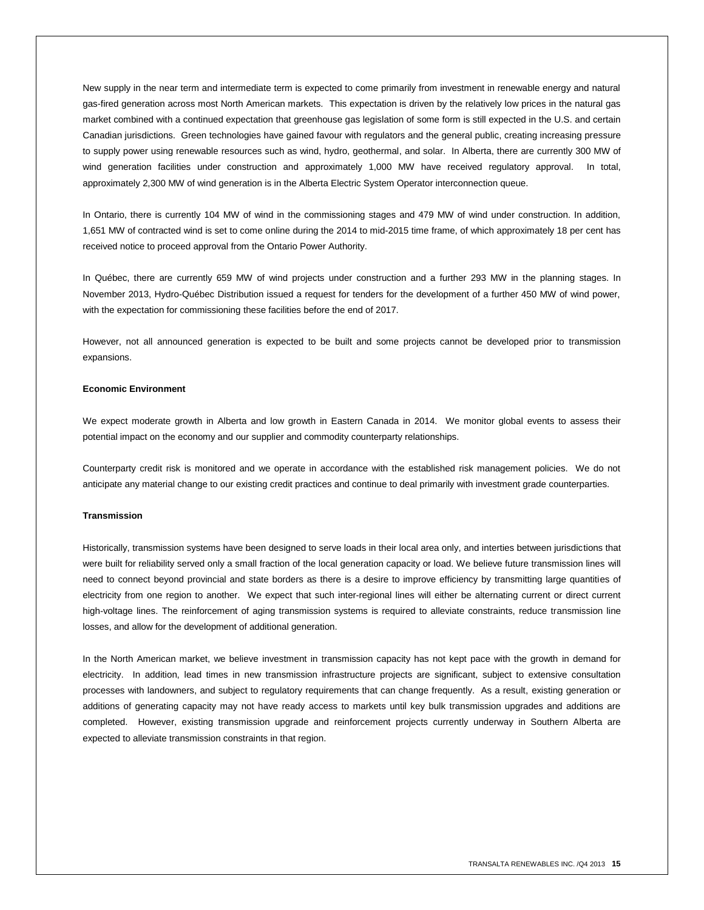New supply in the near term and intermediate term is expected to come primarily from investment in renewable energy and natural gas-fired generation across most North American markets. This expectation is driven by the relatively low prices in the natural gas market combined with a continued expectation that greenhouse gas legislation of some form is still expected in the U.S. and certain Canadian jurisdictions. Green technologies have gained favour with regulators and the general public, creating increasing pressure to supply power using renewable resources such as wind, hydro, geothermal, and solar. In Alberta, there are currently 300 MW of wind generation facilities under construction and approximately 1,000 MW have received regulatory approval. In total, approximately 2,300 MW of wind generation is in the Alberta Electric System Operator interconnection queue.

In Ontario, there is currently 104 MW of wind in the commissioning stages and 479 MW of wind under construction. In addition, 1,651 MW of contracted wind is set to come online during the 2014 to mid-2015 time frame, of which approximately 18 per cent has received notice to proceed approval from the Ontario Power Authority.

In Québec, there are currently 659 MW of wind projects under construction and a further 293 MW in the planning stages. In November 2013, Hydro-Québec Distribution issued a request for tenders for the development of a further 450 MW of wind power, with the expectation for commissioning these facilities before the end of 2017.

However, not all announced generation is expected to be built and some projects cannot be developed prior to transmission expansions.

**Economic Environment**

We expect moderate growth in Alberta and low growth in Eastern Canada in 2014. We monitor global events to assess their potential impact on the economy and our supplier and commodity counterparty relationships.

Counterparty credit risk is monitored and we operate in accordance with the established risk management policies. We do not anticipate any material change to our existing credit practices and continue to deal primarily with investment grade counterparties.

**Transmission**

Historically, transmission systems have been designed to serve loads in their local area only, and interties between jurisdictions that were built for reliability served only a small fraction of the local generation capacity or load. We believe future transmission lines will need to connect beyond provincial and state borders as there is a desire to improve efficiency by transmitting large quantities of electricity from one region to another. We expect that such inter-regional lines will either be alternating current or direct current high-voltage lines. The reinforcement of aging transmission systems is required to alleviate constraints, reduce transmission line losses, and allow for the development of additional generation.

In the North American market, we believe investment in transmission capacity has not kept pace with the growth in demand for electricity. In addition, lead times in new transmission infrastructure projects are significant, subject to extensive consultation processes with landowners, and subject to regulatory requirements that can change frequently. As a result, existing generation or additions of generating capacity may not have ready access to markets until key bulk transmission upgrades and additions are completed. However, existing transmission upgrade and reinforcement projects currently underway in Southern Alberta are expected to alleviate transmission constraints in that region.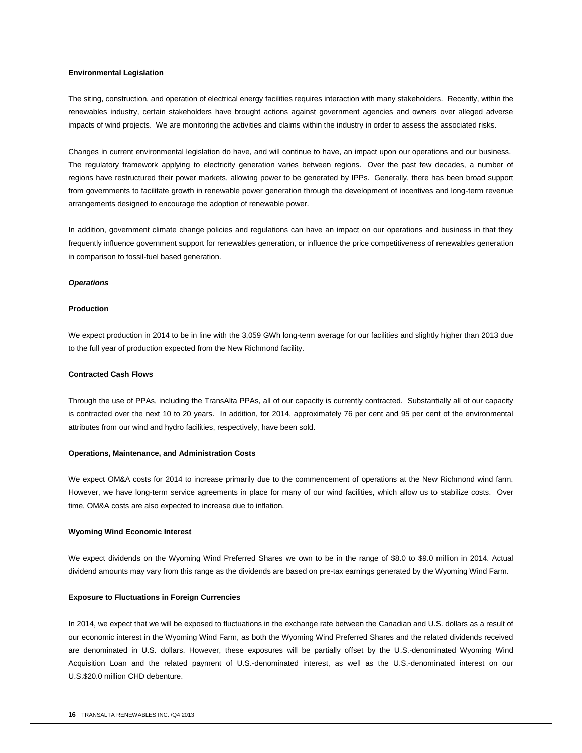**Environmental Legislation**

The siting, construction, and operation of electrical energy facilities requires interaction with many stakeholders. Recently, within the renewables industry, certain stakeholders have brought actions against government agencies and owners over alleged adverse impacts of wind projects. We are monitoring the activities and claims within the industry in order to assess the associated risks.

Changes in current environmental legislation do have, and will continue to have, an impact upon our operations and our business. The regulatory framework applying to electricity generation varies between regions. Over the past few decades, a number of regions have restructured their power markets, allowing power to be generated by IPPs. Generally, there has been broad support from governments to facilitate growth in renewable power generation through the development of incentives and long-term revenue arrangements designed to encourage the adoption of renewable power.

In addition, government climate change policies and regulations can have an impact on our operations and business in that they frequently influence government support for renewables generation, or influence the price competitiveness of renewables generation in comparison to fossil-fuel based generation.

***Operations***

**Production**

We expect production in 2014 to be in line with the 3,059 GWh long-term average for our facilities and slightly higher than 2013 due to the full year of production expected from the New Richmond facility.

**Contracted Cash Flows**

Through the use of PPAs, including the TransAlta PPAs, all of our capacity is currently contracted. Substantially all of our capacity is contracted over the next 10 to 20 years. In addition, for 2014, approximately 76 per cent and 95 per cent of the environmental attributes from our wind and hydro facilities, respectively, have been sold.

**Operations, Maintenance, and Administration Costs**

We expect OM&A costs for 2014 to increase primarily due to the commencement of operations at the New Richmond wind farm. However, we have long-term service agreements in place for many of our wind facilities, which allow us to stabilize costs. Over time, OM&A costs are also expected to increase due to inflation.

**Wyoming Wind Economic Interest**

We expect dividends on the Wyoming Wind Preferred Shares we own to be in the range of $8.0 to $9.0 million in 2014. Actual dividend amounts may vary from this range as the dividends are based on pre-tax earnings generated by the Wyoming Wind Farm.

**Exposure to Fluctuations in Foreign Currencies**

In 2014, we expect that we will be exposed to fluctuations in the exchange rate between the Canadian and U.S. dollars as a result of our economic interest in the Wyoming Wind Farm, as both the Wyoming Wind Preferred Shares and the related dividends received are denominated in U.S. dollars. However, these exposures will be partially offset by the U.S.-denominated Wyoming Wind Acquisition Loan and the related payment of U.S.-denominated interest, as well as the U.S.-denominated interest on our U.S.$20.0 million CHD debenture.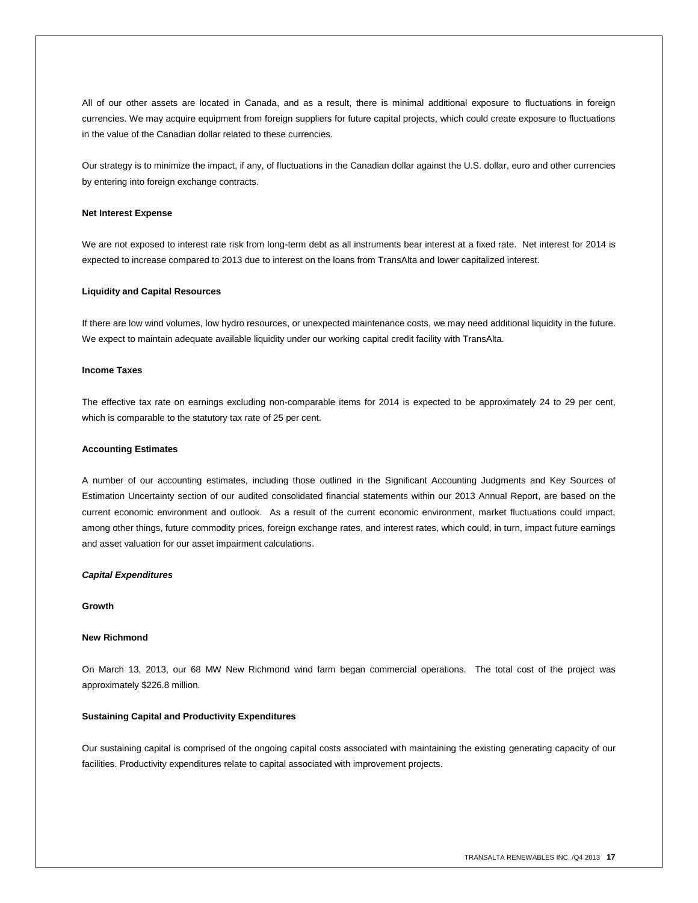All of our other assets are located in Canada, and as a result, there is minimal additional exposure to fluctuations in foreign currencies. We may acquire equipment from foreign suppliers for future capital projects, which could create exposure to fluctuations in the value of the Canadian dollar related to these currencies.

Our strategy is to minimize the impact, if any, of fluctuations in the Canadian dollar against the U.S. dollar, euro and other currencies by entering into foreign exchange contracts.

**Net Interest Expense**

We are not exposed to interest rate risk from long-term debt as all instruments bear interest at a fixed rate. Net interest for 2014 is expected to increase compared to 2013 due to interest on the loans from TransAlta and lower capitalized interest.

**Liquidity and Capital Resources**

If there are low wind volumes, low hydro resources, or unexpected maintenance costs, we may need additional liquidity in the future. We expect to maintain adequate available liquidity under our working capital credit facility with TransAlta.

**Income Taxes**

The effective tax rate on earnings excluding non-comparable items for 2014 is expected to be approximately 24 to 29 per cent, which is comparable to the statutory tax rate of 25 per cent.

**Accounting Estimates**

A number of our accounting estimates, including those outlined in the Significant Accounting Judgments and Key Sources of Estimation Uncertainty section of our audited consolidated financial statements within our 2013 Annual Report, are based on the current economic environment and outlook. As a result of the current economic environment, market fluctuations could impact, among other things, future commodity prices, foreign exchange rates, and interest rates, which could, in turn, impact future earnings and asset valuation for our asset impairment calculations.

***Capital Expenditures***

**Growth**

**New Richmond**

On March 13, 2013, our 68 MW New Richmond wind farm began commercial operations. The total cost of the project was approximately $226.8 million.

**Sustaining Capital and Productivity Expenditures**

Our sustaining capital is comprised of the ongoing capital costs associated with maintaining the existing generating capacity of our facilities. Productivity expenditures relate to capital associated with improvement projects.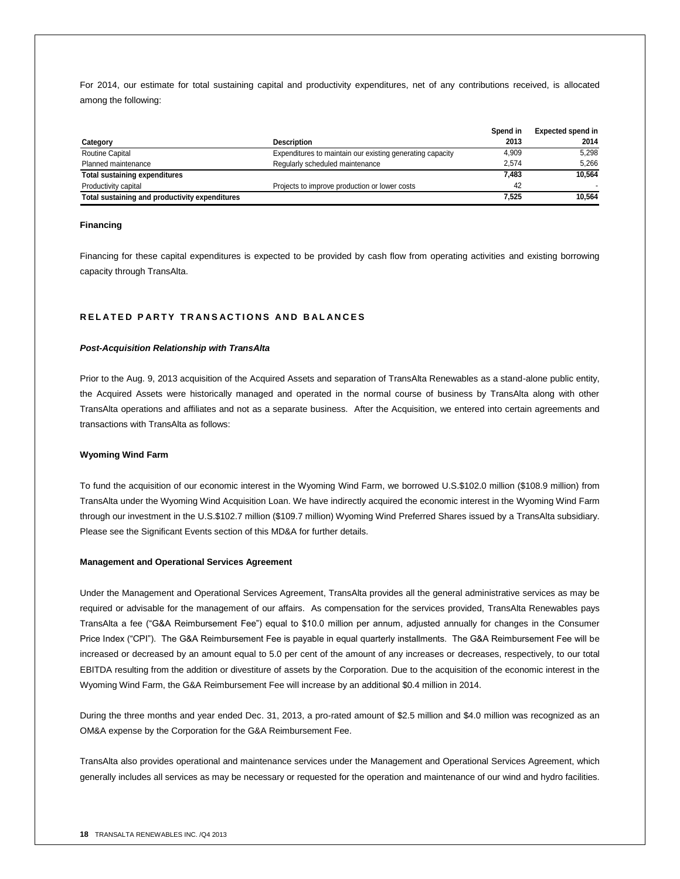For 2014, our estimate for total sustaining capital and productivity expenditures, net of any contributions received, is allocated among the following:

| Category | Description | Spend in 2013 | Expected spend in 2014 |
|---|---|---|---|
| Routine Capital | Expenditures to maintain our existing generating capacity | 4,909 | 5,298 |
| Planned maintenance | Regularly scheduled maintenance | 2,574 | 5,266 |
| **Total sustaining expenditures** | | **7,483** | **10,564** |
| Productivity capital | Projects to improve production or lower costs | 42 | - |
| **Total sustaining and productivity expenditures** | | **7,525** | **10,564** |

**Financing**

Financing for these capital expenditures is expected to be provided by cash flow from operating activities and existing borrowing capacity through TransAlta.

## RELATED PARTY TRANSACTIONS AND BALANCES

***Post-Acquisition Relationship with TransAlta***

Prior to the Aug. 9, 2013 acquisition of the Acquired Assets and separation of TransAlta Renewables as a stand-alone public entity, the Acquired Assets were historically managed and operated in the normal course of business by TransAlta along with other TransAlta operations and affiliates and not as a separate business. After the Acquisition, we entered into certain agreements and transactions with TransAlta as follows:

**Wyoming Wind Farm**

To fund the acquisition of our economic interest in the Wyoming Wind Farm, we borrowed U.S.$102.0 million ($108.9 million) from TransAlta under the Wyoming Wind Acquisition Loan. We have indirectly acquired the economic interest in the Wyoming Wind Farm through our investment in the U.S.$102.7 million ($109.7 million) Wyoming Wind Preferred Shares issued by a TransAlta subsidiary. Please see the Significant Events section of this MD&A for further details.

**Management and Operational Services Agreement**

Under the Management and Operational Services Agreement, TransAlta provides all the general administrative services as may be required or advisable for the management of our affairs. As compensation for the services provided, TransAlta Renewables pays TransAlta a fee ("G&A Reimbursement Fee") equal to $10.0 million per annum, adjusted annually for changes in the Consumer Price Index ("CPI"). The G&A Reimbursement Fee is payable in equal quarterly installments. The G&A Reimbursement Fee will be increased or decreased by an amount equal to 5.0 per cent of the amount of any increases or decreases, respectively, to our total EBITDA resulting from the addition or divestiture of assets by the Corporation. Due to the acquisition of the economic interest in the Wyoming Wind Farm, the G&A Reimbursement Fee will increase by an additional $0.4 million in 2014.

During the three months and year ended Dec. 31, 2013, a pro-rated amount of $2.5 million and $4.0 million was recognized as an OM&A expense by the Corporation for the G&A Reimbursement Fee.

TransAlta also provides operational and maintenance services under the Management and Operational Services Agreement, which generally includes all services as may be necessary or requested for the operation and maintenance of our wind and hydro facilities.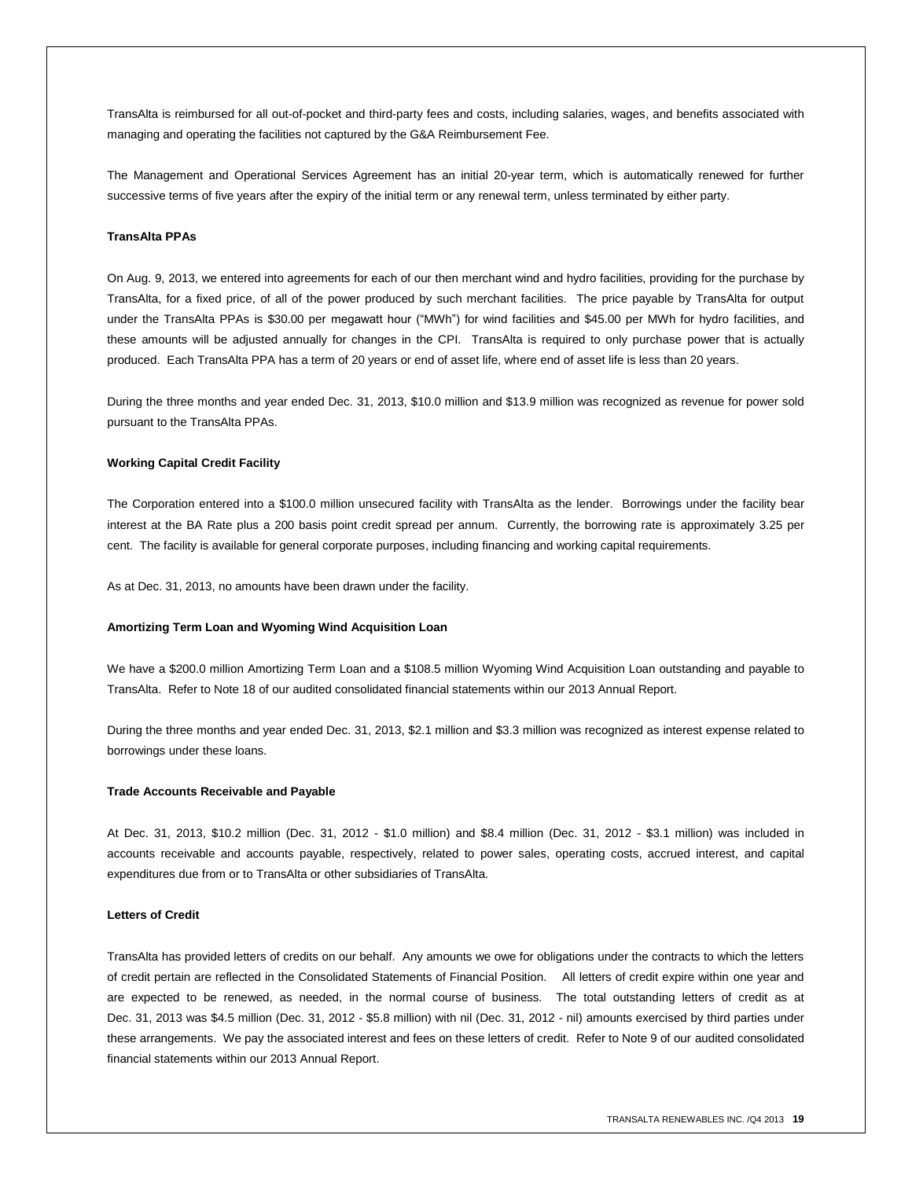TransAlta is reimbursed for all out-of-pocket and third-party fees and costs, including salaries, wages, and benefits associated with managing and operating the facilities not captured by the G&A Reimbursement Fee.

The Management and Operational Services Agreement has an initial 20-year term, which is automatically renewed for further successive terms of five years after the expiry of the initial term or any renewal term, unless terminated by either party.

**TransAlta PPAs**

On Aug. 9, 2013, we entered into agreements for each of our then merchant wind and hydro facilities, providing for the purchase by TransAlta, for a fixed price, of all of the power produced by such merchant facilities. The price payable by TransAlta for output under the TransAlta PPAs is $30.00 per megawatt hour ("MWh") for wind facilities and $45.00 per MWh for hydro facilities, and these amounts will be adjusted annually for changes in the CPI. TransAlta is required to only purchase power that is actually produced. Each TransAlta PPA has a term of 20 years or end of asset life, where end of asset life is less than 20 years.

During the three months and year ended Dec. 31, 2013, $10.0 million and $13.9 million was recognized as revenue for power sold pursuant to the TransAlta PPAs.

**Working Capital Credit Facility**

The Corporation entered into a $100.0 million unsecured facility with TransAlta as the lender. Borrowings under the facility bear interest at the BA Rate plus a 200 basis point credit spread per annum. Currently, the borrowing rate is approximately 3.25 per cent. The facility is available for general corporate purposes, including financing and working capital requirements.

As at Dec. 31, 2013, no amounts have been drawn under the facility.

**Amortizing Term Loan and Wyoming Wind Acquisition Loan**

We have a $200.0 million Amortizing Term Loan and a $108.5 million Wyoming Wind Acquisition Loan outstanding and payable to TransAlta. Refer to Note 18 of our audited consolidated financial statements within our 2013 Annual Report.

During the three months and year ended Dec. 31, 2013, $2.1 million and $3.3 million was recognized as interest expense related to borrowings under these loans.

**Trade Accounts Receivable and Payable**

At Dec. 31, 2013, $10.2 million (Dec. 31, 2012 - $1.0 million) and $8.4 million (Dec. 31, 2012 - $3.1 million) was included in accounts receivable and accounts payable, respectively, related to power sales, operating costs, accrued interest, and capital expenditures due from or to TransAlta or other subsidiaries of TransAlta.

**Letters of Credit**

TransAlta has provided letters of credits on our behalf. Any amounts we owe for obligations under the contracts to which the letters of credit pertain are reflected in the Consolidated Statements of Financial Position. All letters of credit expire within one year and are expected to be renewed, as needed, in the normal course of business. The total outstanding letters of credit as at Dec. 31, 2013 was $4.5 million (Dec. 31, 2012 - $5.8 million) with nil (Dec. 31, 2012 - nil) amounts exercised by third parties under these arrangements. We pay the associated interest and fees on these letters of credit. Refer to Note 9 of our audited consolidated financial statements within our 2013 Annual Report.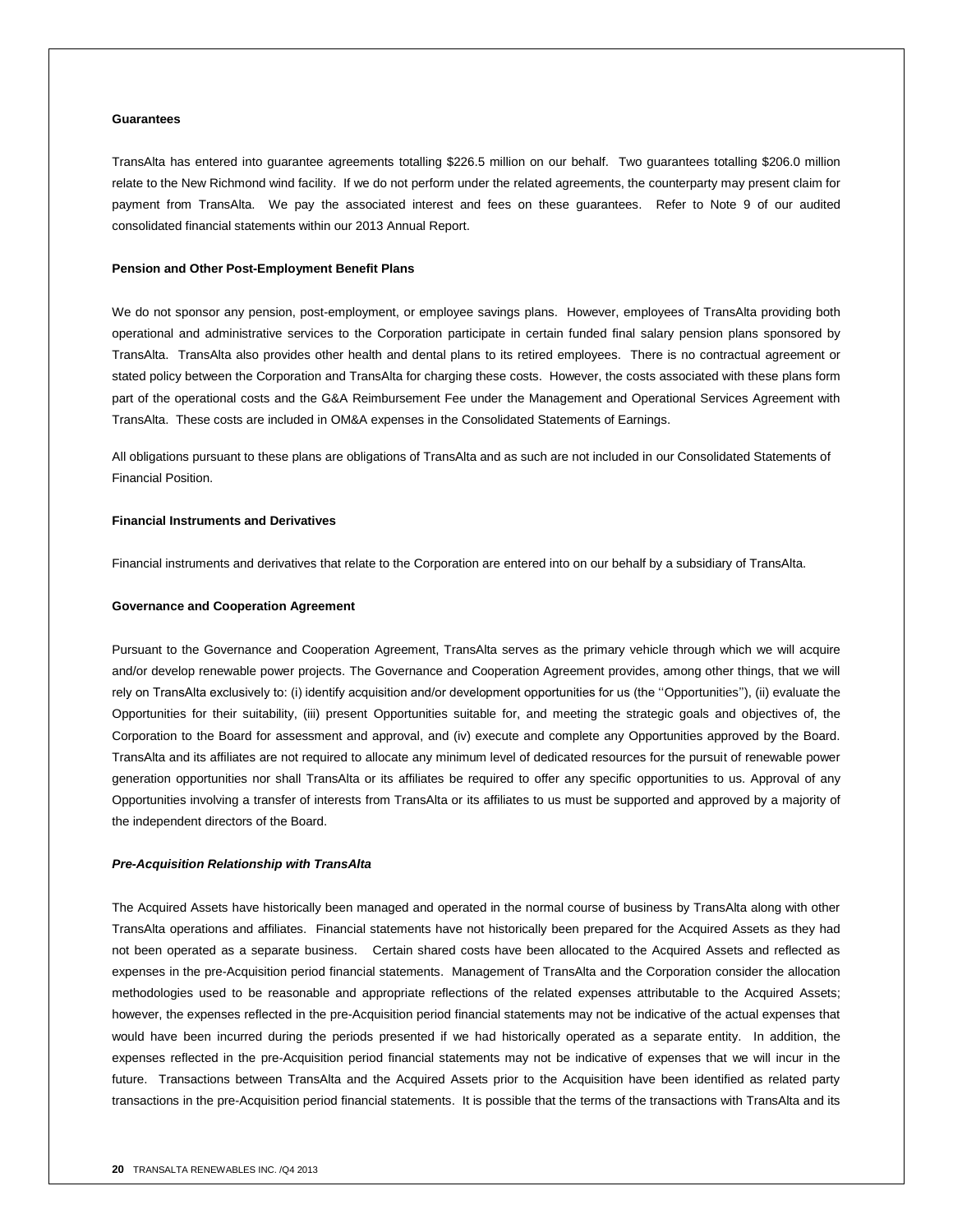**Guarantees**

TransAlta has entered into guarantee agreements totalling $226.5 million on our behalf. Two guarantees totalling $206.0 million relate to the New Richmond wind facility. If we do not perform under the related agreements, the counterparty may present claim for payment from TransAlta. We pay the associated interest and fees on these guarantees. Refer to Note 9 of our audited consolidated financial statements within our 2013 Annual Report.

**Pension and Other Post-Employment Benefit Plans**

We do not sponsor any pension, post-employment, or employee savings plans. However, employees of TransAlta providing both operational and administrative services to the Corporation participate in certain funded final salary pension plans sponsored by TransAlta. TransAlta also provides other health and dental plans to its retired employees. There is no contractual agreement or stated policy between the Corporation and TransAlta for charging these costs. However, the costs associated with these plans form part of the operational costs and the G&A Reimbursement Fee under the Management and Operational Services Agreement with TransAlta. These costs are included in OM&A expenses in the Consolidated Statements of Earnings.

All obligations pursuant to these plans are obligations of TransAlta and as such are not included in our Consolidated Statements of Financial Position.

**Financial Instruments and Derivatives**

Financial instruments and derivatives that relate to the Corporation are entered into on our behalf by a subsidiary of TransAlta.

**Governance and Cooperation Agreement**

Pursuant to the Governance and Cooperation Agreement, TransAlta serves as the primary vehicle through which we will acquire and/or develop renewable power projects. The Governance and Cooperation Agreement provides, among other things, that we will rely on TransAlta exclusively to: (i) identify acquisition and/or development opportunities for us (the ''Opportunities''), (ii) evaluate the Opportunities for their suitability, (iii) present Opportunities suitable for, and meeting the strategic goals and objectives of, the Corporation to the Board for assessment and approval, and (iv) execute and complete any Opportunities approved by the Board. TransAlta and its affiliates are not required to allocate any minimum level of dedicated resources for the pursuit of renewable power generation opportunities nor shall TransAlta or its affiliates be required to offer any specific opportunities to us. Approval of any Opportunities involving a transfer of interests from TransAlta or its affiliates to us must be supported and approved by a majority of the independent directors of the Board.

***Pre-Acquisition Relationship with TransAlta***

The Acquired Assets have historically been managed and operated in the normal course of business by TransAlta along with other TransAlta operations and affiliates. Financial statements have not historically been prepared for the Acquired Assets as they had not been operated as a separate business. Certain shared costs have been allocated to the Acquired Assets and reflected as expenses in the pre-Acquisition period financial statements. Management of TransAlta and the Corporation consider the allocation methodologies used to be reasonable and appropriate reflections of the related expenses attributable to the Acquired Assets; however, the expenses reflected in the pre-Acquisition period financial statements may not be indicative of the actual expenses that would have been incurred during the periods presented if we had historically operated as a separate entity. In addition, the expenses reflected in the pre-Acquisition period financial statements may not be indicative of expenses that we will incur in the future. Transactions between TransAlta and the Acquired Assets prior to the Acquisition have been identified as related party transactions in the pre-Acquisition period financial statements. It is possible that the terms of the transactions with TransAlta and its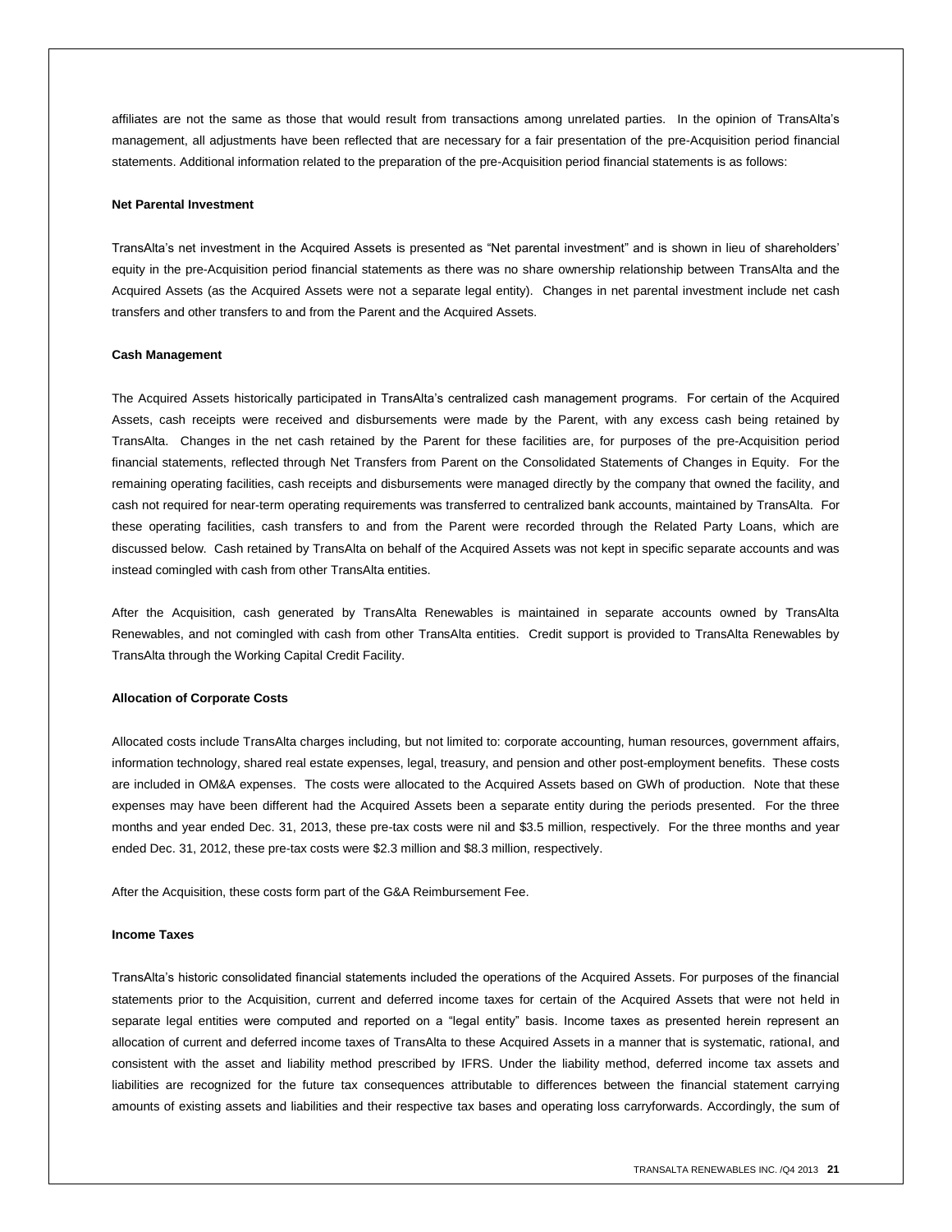affiliates are not the same as those that would result from transactions among unrelated parties. In the opinion of TransAlta's management, all adjustments have been reflected that are necessary for a fair presentation of the pre-Acquisition period financial statements. Additional information related to the preparation of the pre-Acquisition period financial statements is as follows:

**Net Parental Investment**

TransAlta's net investment in the Acquired Assets is presented as "Net parental investment" and is shown in lieu of shareholders' equity in the pre-Acquisition period financial statements as there was no share ownership relationship between TransAlta and the Acquired Assets (as the Acquired Assets were not a separate legal entity). Changes in net parental investment include net cash transfers and other transfers to and from the Parent and the Acquired Assets.

**Cash Management**

The Acquired Assets historically participated in TransAlta's centralized cash management programs. For certain of the Acquired Assets, cash receipts were received and disbursements were made by the Parent, with any excess cash being retained by TransAlta. Changes in the net cash retained by the Parent for these facilities are, for purposes of the pre-Acquisition period financial statements, reflected through Net Transfers from Parent on the Consolidated Statements of Changes in Equity. For the remaining operating facilities, cash receipts and disbursements were managed directly by the company that owned the facility, and cash not required for near-term operating requirements was transferred to centralized bank accounts, maintained by TransAlta. For these operating facilities, cash transfers to and from the Parent were recorded through the Related Party Loans, which are discussed below. Cash retained by TransAlta on behalf of the Acquired Assets was not kept in specific separate accounts and was instead comingled with cash from other TransAlta entities.

After the Acquisition, cash generated by TransAlta Renewables is maintained in separate accounts owned by TransAlta Renewables, and not comingled with cash from other TransAlta entities. Credit support is provided to TransAlta Renewables by TransAlta through the Working Capital Credit Facility.

**Allocation of Corporate Costs**

Allocated costs include TransAlta charges including, but not limited to: corporate accounting, human resources, government affairs, information technology, shared real estate expenses, legal, treasury, and pension and other post-employment benefits. These costs are included in OM&A expenses. The costs were allocated to the Acquired Assets based on GWh of production. Note that these expenses may have been different had the Acquired Assets been a separate entity during the periods presented. For the three months and year ended Dec. 31, 2013, these pre-tax costs were nil and \$3.5 million, respectively. For the three months and year ended Dec. 31, 2012, these pre-tax costs were \$2.3 million and \$8.3 million, respectively.

After the Acquisition, these costs form part of the G&A Reimbursement Fee.

**Income Taxes**

TransAlta's historic consolidated financial statements included the operations of the Acquired Assets. For purposes of the financial statements prior to the Acquisition, current and deferred income taxes for certain of the Acquired Assets that were not held in separate legal entities were computed and reported on a "legal entity" basis. Income taxes as presented herein represent an allocation of current and deferred income taxes of TransAlta to these Acquired Assets in a manner that is systematic, rational, and consistent with the asset and liability method prescribed by IFRS. Under the liability method, deferred income tax assets and liabilities are recognized for the future tax consequences attributable to differences between the financial statement carrying amounts of existing assets and liabilities and their respective tax bases and operating loss carryforwards. Accordingly, the sum of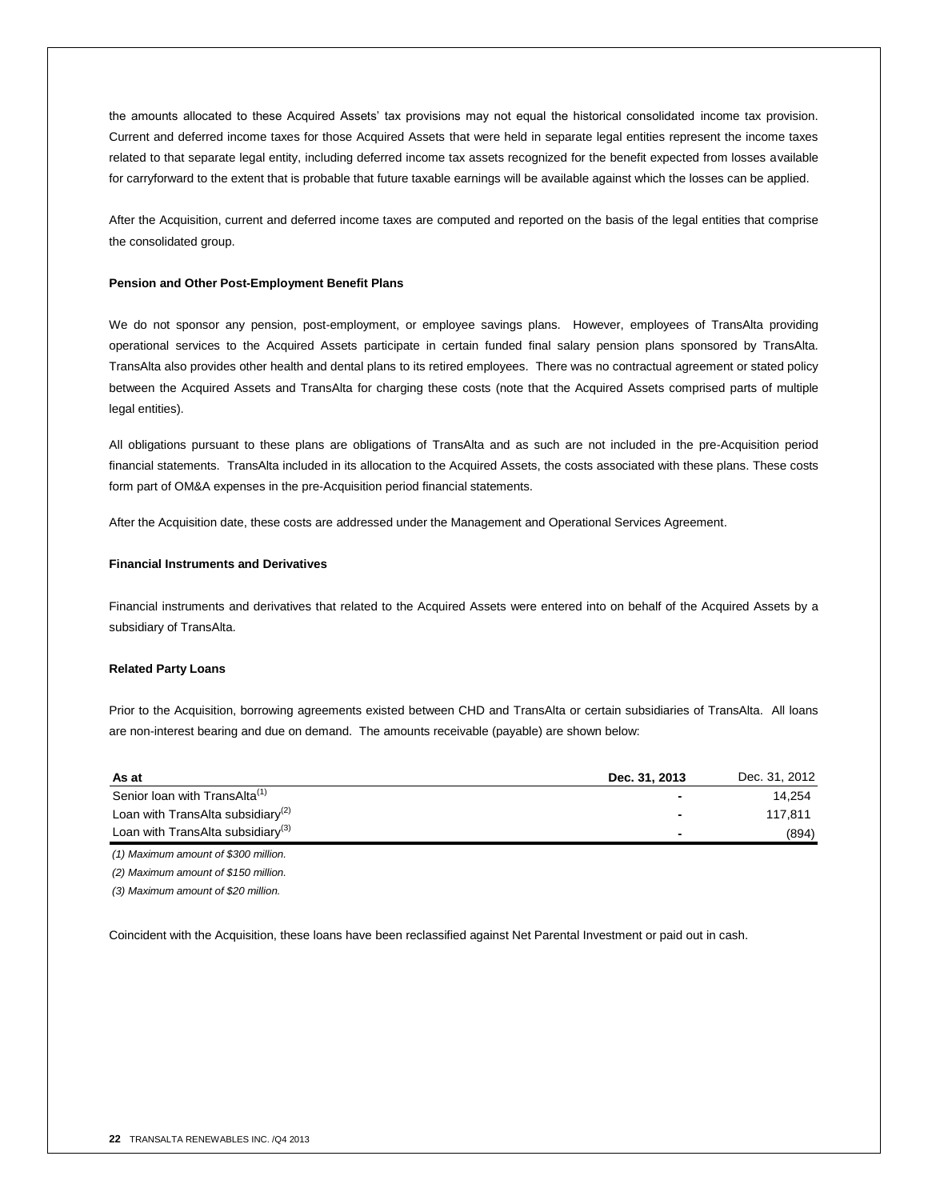the amounts allocated to these Acquired Assets' tax provisions may not equal the historical consolidated income tax provision. Current and deferred income taxes for those Acquired Assets that were held in separate legal entities represent the income taxes related to that separate legal entity, including deferred income tax assets recognized for the benefit expected from losses available for carryforward to the extent that is probable that future taxable earnings will be available against which the losses can be applied.

After the Acquisition, current and deferred income taxes are computed and reported on the basis of the legal entities that comprise the consolidated group.

**Pension and Other Post-Employment Benefit Plans**

We do not sponsor any pension, post-employment, or employee savings plans. However, employees of TransAlta providing operational services to the Acquired Assets participate in certain funded final salary pension plans sponsored by TransAlta. TransAlta also provides other health and dental plans to its retired employees. There was no contractual agreement or stated policy between the Acquired Assets and TransAlta for charging these costs (note that the Acquired Assets comprised parts of multiple legal entities).

All obligations pursuant to these plans are obligations of TransAlta and as such are not included in the pre-Acquisition period financial statements. TransAlta included in its allocation to the Acquired Assets, the costs associated with these plans. These costs form part of OM&A expenses in the pre-Acquisition period financial statements.

After the Acquisition date, these costs are addressed under the Management and Operational Services Agreement.

**Financial Instruments and Derivatives**

Financial instruments and derivatives that related to the Acquired Assets were entered into on behalf of the Acquired Assets by a subsidiary of TransAlta.

**Related Party Loans**

Prior to the Acquisition, borrowing agreements existed between CHD and TransAlta or certain subsidiaries of TransAlta. All loans are non-interest bearing and due on demand. The amounts receivable (payable) are shown below:

| As at | Dec. 31, 2013 | Dec. 31, 2012 |
|---|---|---|
| Senior loan with TransAlta[(1)] | - | 14,254 |
| Loan with TransAlta subsidiary[(2)] | - | 117,811 |
| Loan with TransAlta subsidiary[(3)] | - | (894) |

*(1) Maximum amount of $300 million.*

*(2) Maximum amount of $150 million.*

*(3) Maximum amount of $20 million.*

Coincident with the Acquisition, these loans have been reclassified against Net Parental Investment or paid out in cash.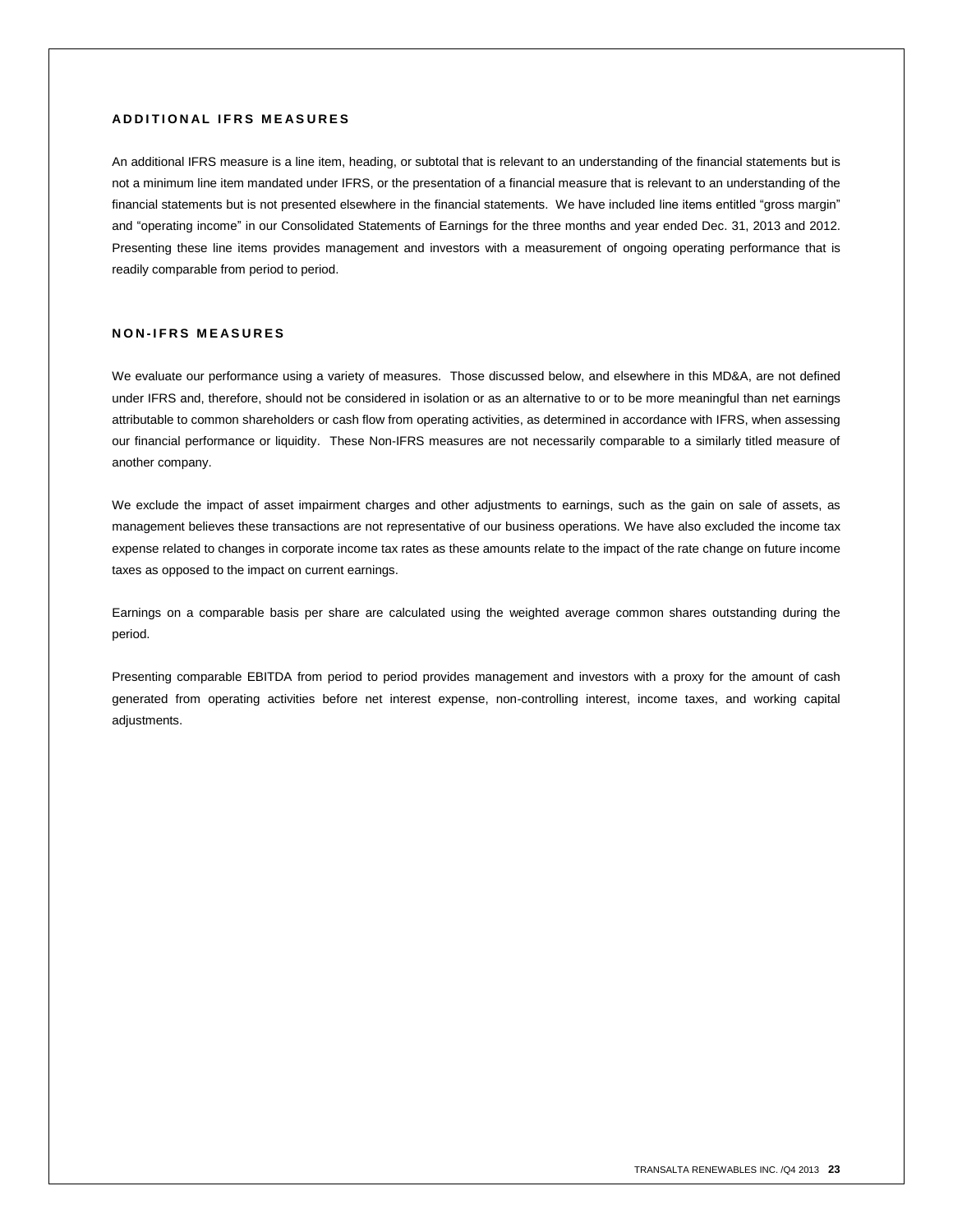## ADDITIONAL IFRS MEASURES

An additional IFRS measure is a line item, heading, or subtotal that is relevant to an understanding of the financial statements but is not a minimum line item mandated under IFRS, or the presentation of a financial measure that is relevant to an understanding of the financial statements but is not presented elsewhere in the financial statements. We have included line items entitled "gross margin" and "operating income" in our Consolidated Statements of Earnings for the three months and year ended Dec. 31, 2013 and 2012. Presenting these line items provides management and investors with a measurement of ongoing operating performance that is readily comparable from period to period.

## NON-IFRS MEASURES

We evaluate our performance using a variety of measures. Those discussed below, and elsewhere in this MD&A, are not defined under IFRS and, therefore, should not be considered in isolation or as an alternative to or to be more meaningful than net earnings attributable to common shareholders or cash flow from operating activities, as determined in accordance with IFRS, when assessing our financial performance or liquidity. These Non-IFRS measures are not necessarily comparable to a similarly titled measure of another company.

We exclude the impact of asset impairment charges and other adjustments to earnings, such as the gain on sale of assets, as management believes these transactions are not representative of our business operations. We have also excluded the income tax expense related to changes in corporate income tax rates as these amounts relate to the impact of the rate change on future income taxes as opposed to the impact on current earnings.

Earnings on a comparable basis per share are calculated using the weighted average common shares outstanding during the period.

Presenting comparable EBITDA from period to period provides management and investors with a proxy for the amount of cash generated from operating activities before net interest expense, non-controlling interest, income taxes, and working capital adjustments.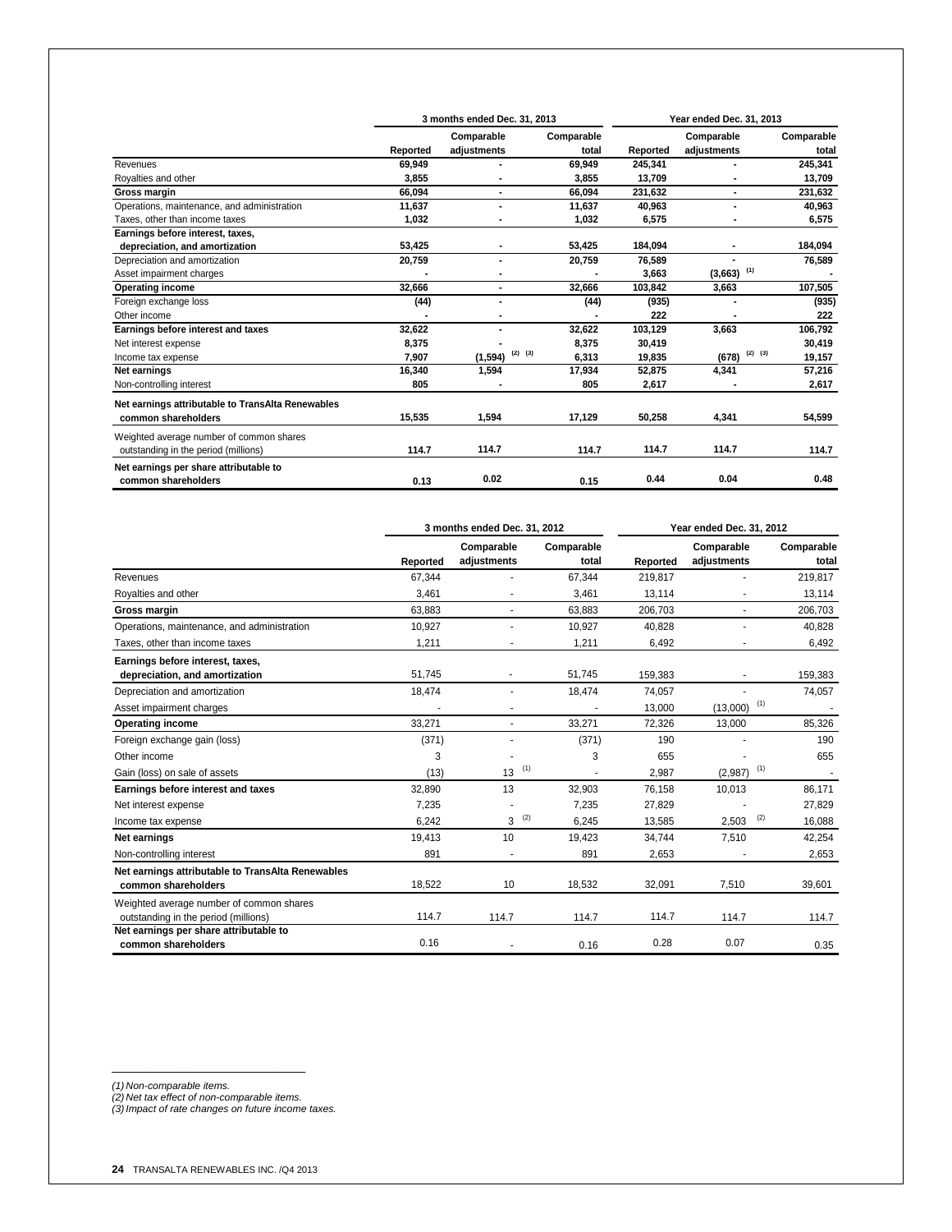| | 3 months ended Dec. 31, 2013 | | | Year ended Dec. 31, 2013 | | |
|---|---|---|---|---|---|---|
| | Reported | Comparable adjustments | Comparable total | Reported | Comparable adjustments | Comparable total |
| Revenues | 69,949 | - | 69,949 | 245,341 | - | 245,341 |
| Royalties and other | 3,855 | - | 3,855 | 13,709 | - | 13,709 |
| **Gross margin** | **66,094** | - | **66,094** | **231,632** | - | **231,632** |
| Operations, maintenance, and administration | 11,637 | - | 11,637 | 40,963 | - | 40,963 |
| Taxes, other than income taxes | 1,032 | - | 1,032 | 6,575 | - | 6,575 |
| **Earnings before interest, taxes, depreciation, and amortization** | 53,425 | - | 53,425 | 184,094 | - | 184,094 |
| Depreciation and amortization | 20,759 | - | 20,759 | 76,589 | - | 76,589 |
| Asset impairment charges | - | - | - | 3,663 | (3,663) (1) | - |
| **Operating income** | **32,666** | - | **32,666** | **103,842** | **3,663** | **107,505** |
| Foreign exchange loss | (44) | - | (44) | (935) | - | (935) |
| Other income | - | - | - | 222 | - | 222 |
| **Earnings before interest and taxes** | **32,622** | - | **32,622** | **103,129** | **3,663** | **106,792** |
| Net interest expense | 8,375 | - | 8,375 | 30,419 | | 30,419 |
| Income tax expense | 7,907 | (1,594) (2) (3) | 6,313 | 19,835 | (678) (2) (3) | 19,157 |
| **Net earnings** | **16,340** | **1,594** | **17,934** | **52,875** | **4,341** | **57,216** |
| Non-controlling interest | 805 | - | 805 | 2,617 | - | 2,617 |
| **Net earnings attributable to TransAlta Renewables common shareholders** | 15,535 | 1,594 | 17,129 | 50,258 | 4,341 | 54,599 |
| Weighted average number of common shares outstanding in the period (millions) | 114.7 | 114.7 | 114.7 | 114.7 | 114.7 | 114.7 |
| **Net earnings per share attributable to common shareholders** | 0.13 | 0.02 | 0.15 | 0.44 | 0.04 | 0.48 |

| | 3 months ended Dec. 31, 2012 | | | Year ended Dec. 31, 2012 | | |
|---|---|---|---|---|---|---|
| | Reported | Comparable adjustments | Comparable total | Reported | Comparable adjustments | Comparable total |
| Revenues | 67,344 | - | 67,344 | 219,817 | - | 219,817 |
| Royalties and other | 3,461 | - | 3,461 | 13,114 | - | 13,114 |
| **Gross margin** | 63,883 | - | 63,883 | 206,703 | - | 206,703 |
| Operations, maintenance, and administration | 10,927 | - | 10,927 | 40,828 | - | 40,828 |
| Taxes, other than income taxes | 1,211 | - | 1,211 | 6,492 | - | 6,492 |
| **Earnings before interest, taxes, depreciation, and amortization** | 51,745 | - | 51,745 | 159,383 | - | 159,383 |
| Depreciation and amortization | 18,474 | - | 18,474 | 74,057 | - | 74,057 |
| Asset impairment charges | - | - | - | 13,000 | (13,000) (1) | - |
| **Operating income** | 33,271 | - | 33,271 | 72,326 | 13,000 | 85,326 |
| Foreign exchange gain (loss) | (371) | - | (371) | 190 | - | 190 |
| Other income | 3 | - | 3 | 655 | - | 655 |
| Gain (loss) on sale of assets | (13) | 13 (1) | - | 2,987 | (2,987) (1) | - |
| **Earnings before interest and taxes** | 32,890 | 13 | 32,903 | 76,158 | 10,013 | 86,171 |
| Net interest expense | 7,235 | - | 7,235 | 27,829 | - | 27,829 |
| Income tax expense | 6,242 | 3 (2) | 6,245 | 13,585 | 2,503 (2) | 16,088 |
| **Net earnings** | 19,413 | 10 | 19,423 | 34,744 | 7,510 | 42,254 |
| Non-controlling interest | 891 | - | 891 | 2,653 | - | 2,653 |
| **Net earnings attributable to TransAlta Renewables common shareholders** | 18,522 | 10 | 18,532 | 32,091 | 7,510 | 39,601 |
| Weighted average number of common shares outstanding in the period (millions) | 114.7 | 114.7 | 114.7 | 114.7 | 114.7 | 114.7 |
| **Net earnings per share attributable to common shareholders** | 0.16 | - | 0.16 | 0.28 | 0.07 | 0.35 |

*(1) Non-comparable items.*
*(2) Net tax effect of non-comparable items.*
*(3) Impact of rate changes on future income taxes.*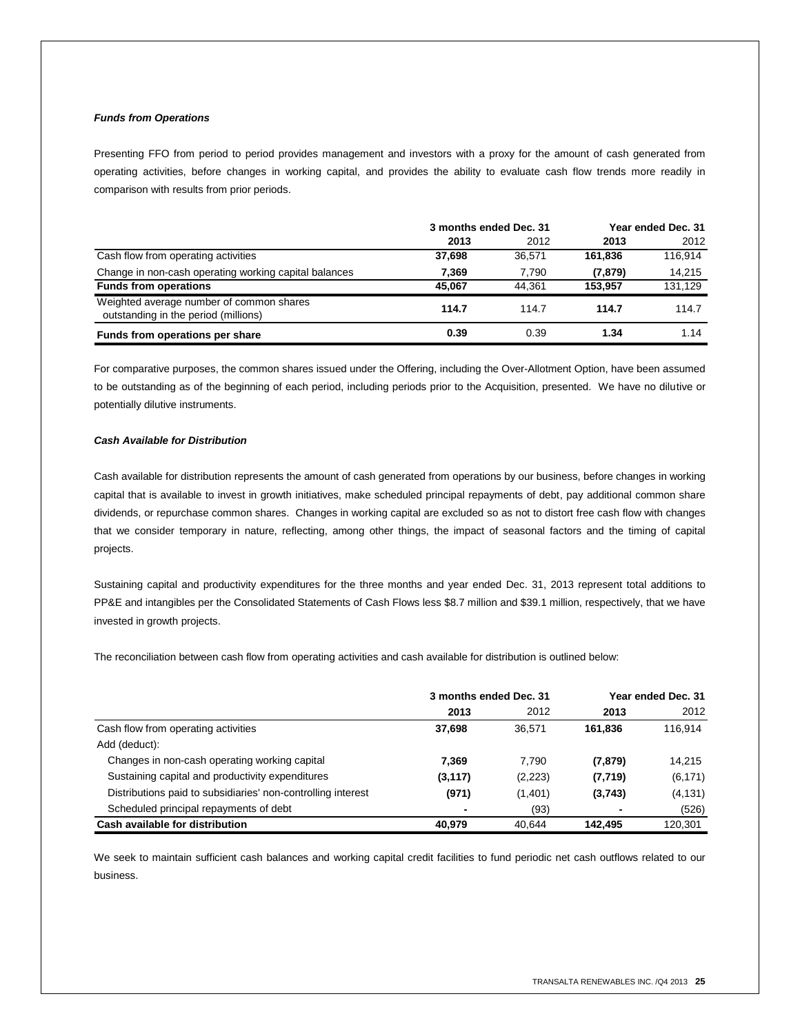***Funds from Operations***

Presenting FFO from period to period provides management and investors with a proxy for the amount of cash generated from operating activities, before changes in working capital, and provides the ability to evaluate cash flow trends more readily in comparison with results from prior periods.

| | 3 months ended Dec. 31 | | Year ended Dec. 31 | |
|---|---|---|---|---|
| | **2013** | 2012 | **2013** | 2012 |
| Cash flow from operating activities | **37,698** | 36,571 | **161,836** | 116,914 |
| Change in non-cash operating working capital balances | **7,369** | 7,790 | **(7,879)** | 14,215 |
| **Funds from operations** | **45,067** | 44,361 | **153,957** | 131,129 |
| Weighted average number of common shares outstanding in the period (millions) | **114.7** | 114.7 | **114.7** | 114.7 |
| **Funds from operations per share** | **0.39** | 0.39 | **1.34** | 1.14 |

For comparative purposes, the common shares issued under the Offering, including the Over-Allotment Option, have been assumed to be outstanding as of the beginning of each period, including periods prior to the Acquisition, presented. We have no dilutive or potentially dilutive instruments.

***Cash Available for Distribution***

Cash available for distribution represents the amount of cash generated from operations by our business, before changes in working capital that is available to invest in growth initiatives, make scheduled principal repayments of debt, pay additional common share dividends, or repurchase common shares. Changes in working capital are excluded so as not to distort free cash flow with changes that we consider temporary in nature, reflecting, among other things, the impact of seasonal factors and the timing of capital projects.

Sustaining capital and productivity expenditures for the three months and year ended Dec. 31, 2013 represent total additions to PP&E and intangibles per the Consolidated Statements of Cash Flows less $8.7 million and $39.1 million, respectively, that we have invested in growth projects.

The reconciliation between cash flow from operating activities and cash available for distribution is outlined below:

| | 3 months ended Dec. 31 | | Year ended Dec. 31 | |
|---|---|---|---|---|
| | **2013** | 2012 | **2013** | 2012 |
| Cash flow from operating activities | **37,698** | 36,571 | **161,836** | 116,914 |
| Add (deduct): | | | | |
| Changes in non-cash operating working capital | **7,369** | 7,790 | **(7,879)** | 14,215 |
| Sustaining capital and productivity expenditures | **(3,117)** | (2,223) | **(7,719)** | (6,171) |
| Distributions paid to subsidiaries' non-controlling interest | **(971)** | (1,401) | **(3,743)** | (4,131) |
| Scheduled principal repayments of debt | **-** | (93) | **-** | (526) |
| **Cash available for distribution** | **40,979** | 40,644 | **142,495** | 120,301 |

We seek to maintain sufficient cash balances and working capital credit facilities to fund periodic net cash outflows related to our business.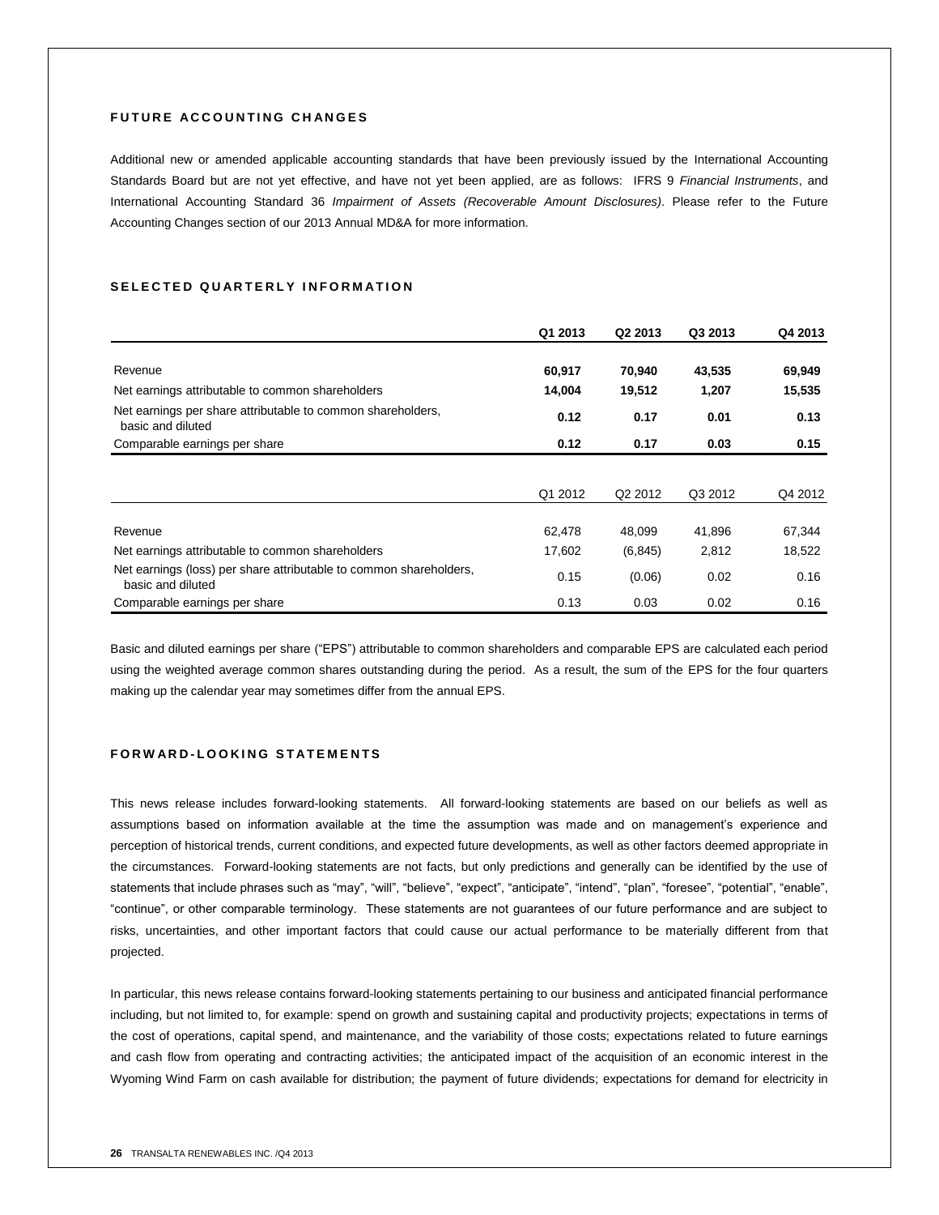## FUTURE ACCOUNTING CHANGES

Additional new or amended applicable accounting standards that have been previously issued by the International Accounting Standards Board but are not yet effective, and have not yet been applied, are as follows: IFRS 9 *Financial Instruments*, and International Accounting Standard 36 *Impairment of Assets (Recoverable Amount Disclosures)*. Please refer to the Future Accounting Changes section of our 2013 Annual MD&A for more information.

## SELECTED QUARTERLY INFORMATION

| | Q1 2013 | Q2 2013 | Q3 2013 | Q4 2013 |
|---|---|---|---|---|
| Revenue | **60,917** | **70,940** | **43,535** | **69,949** |
| Net earnings attributable to common shareholders | **14,004** | **19,512** | **1,207** | **15,535** |
| Net earnings per share attributable to common shareholders, basic and diluted | **0.12** | **0.17** | **0.01** | **0.13** |
| Comparable earnings per share | **0.12** | **0.17** | **0.03** | **0.15** |

| | Q1 2012 | Q2 2012 | Q3 2012 | Q4 2012 |
|---|---|---|---|---|
| Revenue | 62,478 | 48,099 | 41,896 | 67,344 |
| Net earnings attributable to common shareholders | 17,602 | (6,845) | 2,812 | 18,522 |
| Net earnings (loss) per share attributable to common shareholders, basic and diluted | 0.15 | (0.06) | 0.02 | 0.16 |
| Comparable earnings per share | 0.13 | 0.03 | 0.02 | 0.16 |

Basic and diluted earnings per share ("EPS") attributable to common shareholders and comparable EPS are calculated each period using the weighted average common shares outstanding during the period. As a result, the sum of the EPS for the four quarters making up the calendar year may sometimes differ from the annual EPS.

## FORWARD-LOOKING STATEMENTS

This news release includes forward-looking statements. All forward-looking statements are based on our beliefs as well as assumptions based on information available at the time the assumption was made and on management's experience and perception of historical trends, current conditions, and expected future developments, as well as other factors deemed appropriate in the circumstances. Forward-looking statements are not facts, but only predictions and generally can be identified by the use of statements that include phrases such as "may", "will", "believe", "expect", "anticipate", "intend", "plan", "foresee", "potential", "enable", "continue", or other comparable terminology. These statements are not guarantees of our future performance and are subject to risks, uncertainties, and other important factors that could cause our actual performance to be materially different from that projected.

In particular, this news release contains forward-looking statements pertaining to our business and anticipated financial performance including, but not limited to, for example: spend on growth and sustaining capital and productivity projects; expectations in terms of the cost of operations, capital spend, and maintenance, and the variability of those costs; expectations related to future earnings and cash flow from operating and contracting activities; the anticipated impact of the acquisition of an economic interest in the Wyoming Wind Farm on cash available for distribution; the payment of future dividends; expectations for demand for electricity in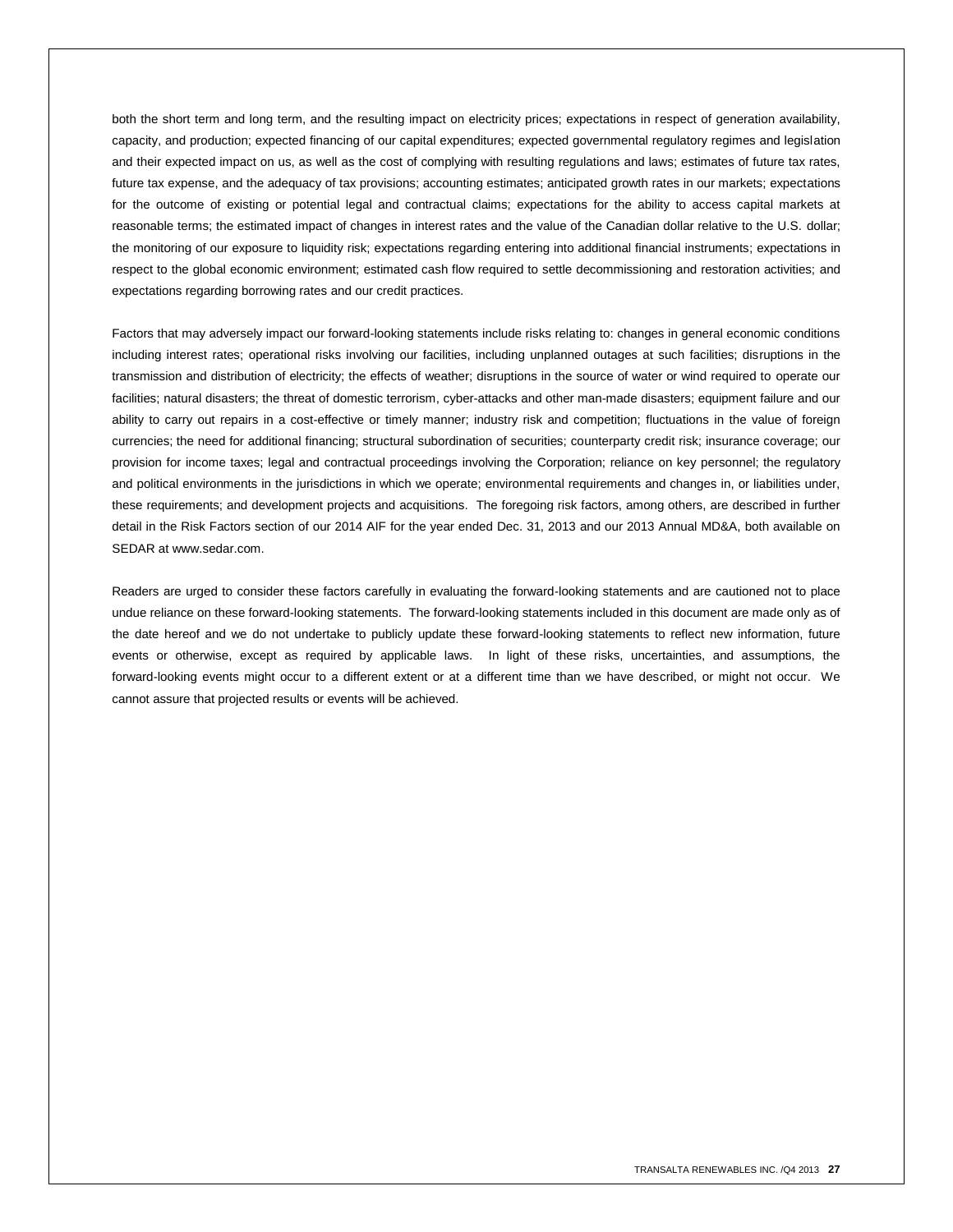both the short term and long term, and the resulting impact on electricity prices; expectations in respect of generation availability, capacity, and production; expected financing of our capital expenditures; expected governmental regulatory regimes and legislation and their expected impact on us, as well as the cost of complying with resulting regulations and laws; estimates of future tax rates, future tax expense, and the adequacy of tax provisions; accounting estimates; anticipated growth rates in our markets; expectations for the outcome of existing or potential legal and contractual claims; expectations for the ability to access capital markets at reasonable terms; the estimated impact of changes in interest rates and the value of the Canadian dollar relative to the U.S. dollar; the monitoring of our exposure to liquidity risk; expectations regarding entering into additional financial instruments; expectations in respect to the global economic environment; estimated cash flow required to settle decommissioning and restoration activities; and expectations regarding borrowing rates and our credit practices.

Factors that may adversely impact our forward-looking statements include risks relating to: changes in general economic conditions including interest rates; operational risks involving our facilities, including unplanned outages at such facilities; disruptions in the transmission and distribution of electricity; the effects of weather; disruptions in the source of water or wind required to operate our facilities; natural disasters; the threat of domestic terrorism, cyber-attacks and other man-made disasters; equipment failure and our ability to carry out repairs in a cost-effective or timely manner; industry risk and competition; fluctuations in the value of foreign currencies; the need for additional financing; structural subordination of securities; counterparty credit risk; insurance coverage; our provision for income taxes; legal and contractual proceedings involving the Corporation; reliance on key personnel; the regulatory and political environments in the jurisdictions in which we operate; environmental requirements and changes in, or liabilities under, these requirements; and development projects and acquisitions. The foregoing risk factors, among others, are described in further detail in the Risk Factors section of our 2014 AIF for the year ended Dec. 31, 2013 and our 2013 Annual MD&A, both available on SEDAR at www.sedar.com.

Readers are urged to consider these factors carefully in evaluating the forward-looking statements and are cautioned not to place undue reliance on these forward-looking statements. The forward-looking statements included in this document are made only as of the date hereof and we do not undertake to publicly update these forward-looking statements to reflect new information, future events or otherwise, except as required by applicable laws. In light of these risks, uncertainties, and assumptions, the forward-looking events might occur to a different extent or at a different time than we have described, or might not occur. We cannot assure that projected results or events will be achieved.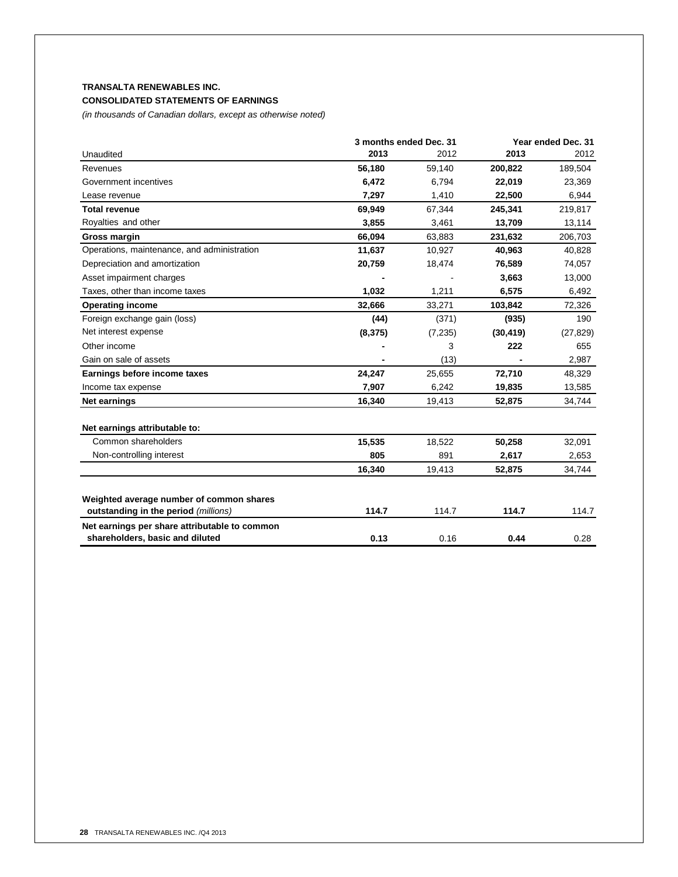**TRANSALTA RENEWABLES INC.**

**CONSOLIDATED STATEMENTS OF EARNINGS**

*(in thousands of Canadian dollars, except as otherwise noted)*

| | 3 months ended Dec. 31 | | Year ended Dec. 31 | |
|---|---|---|---|---|
| Unaudited | **2013** | 2012 | **2013** | 2012 |
| Revenues | **56,180** | 59,140 | **200,822** | 189,504 |
| Government incentives | **6,472** | 6,794 | **22,019** | 23,369 |
| Lease revenue | **7,297** | 1,410 | **22,500** | 6,944 |
| **Total revenue** | **69,949** | 67,344 | **245,341** | 219,817 |
| Royalties and other | **3,855** | 3,461 | **13,709** | 13,114 |
| **Gross margin** | **66,094** | 63,883 | **231,632** | 206,703 |
| Operations, maintenance, and administration | **11,637** | 10,927 | **40,963** | 40,828 |
| Depreciation and amortization | **20,759** | 18,474 | **76,589** | 74,057 |
| Asset impairment charges | **-** | - | **3,663** | 13,000 |
| Taxes, other than income taxes | **1,032** | 1,211 | **6,575** | 6,492 |
| **Operating income** | **32,666** | 33,271 | **103,842** | 72,326 |
| Foreign exchange gain (loss) | **(44)** | (371) | **(935)** | 190 |
| Net interest expense | **(8,375)** | (7,235) | **(30,419)** | (27,829) |
| Other income | **-** | 3 | **222** | 655 |
| Gain on sale of assets | **-** | (13) | **-** | 2,987 |
| **Earnings before income taxes** | **24,247** | 25,655 | **72,710** | 48,329 |
| Income tax expense | **7,907** | 6,242 | **19,835** | 13,585 |
| **Net earnings** | **16,340** | 19,413 | **52,875** | 34,744 |
| | | | | |
| **Net earnings attributable to:** | | | | |
| Common shareholders | **15,535** | 18,522 | **50,258** | 32,091 |
| Non-controlling interest | **805** | 891 | **2,617** | 2,653 |
| | **16,340** | 19,413 | **52,875** | 34,744 |
| | | | | |
| **Weighted average number of common shares outstanding in the period** *(millions)* | **114.7** | 114.7 | **114.7** | 114.7 |
| **Net earnings per share attributable to common shareholders, basic and diluted** | **0.13** | 0.16 | **0.44** | 0.28 |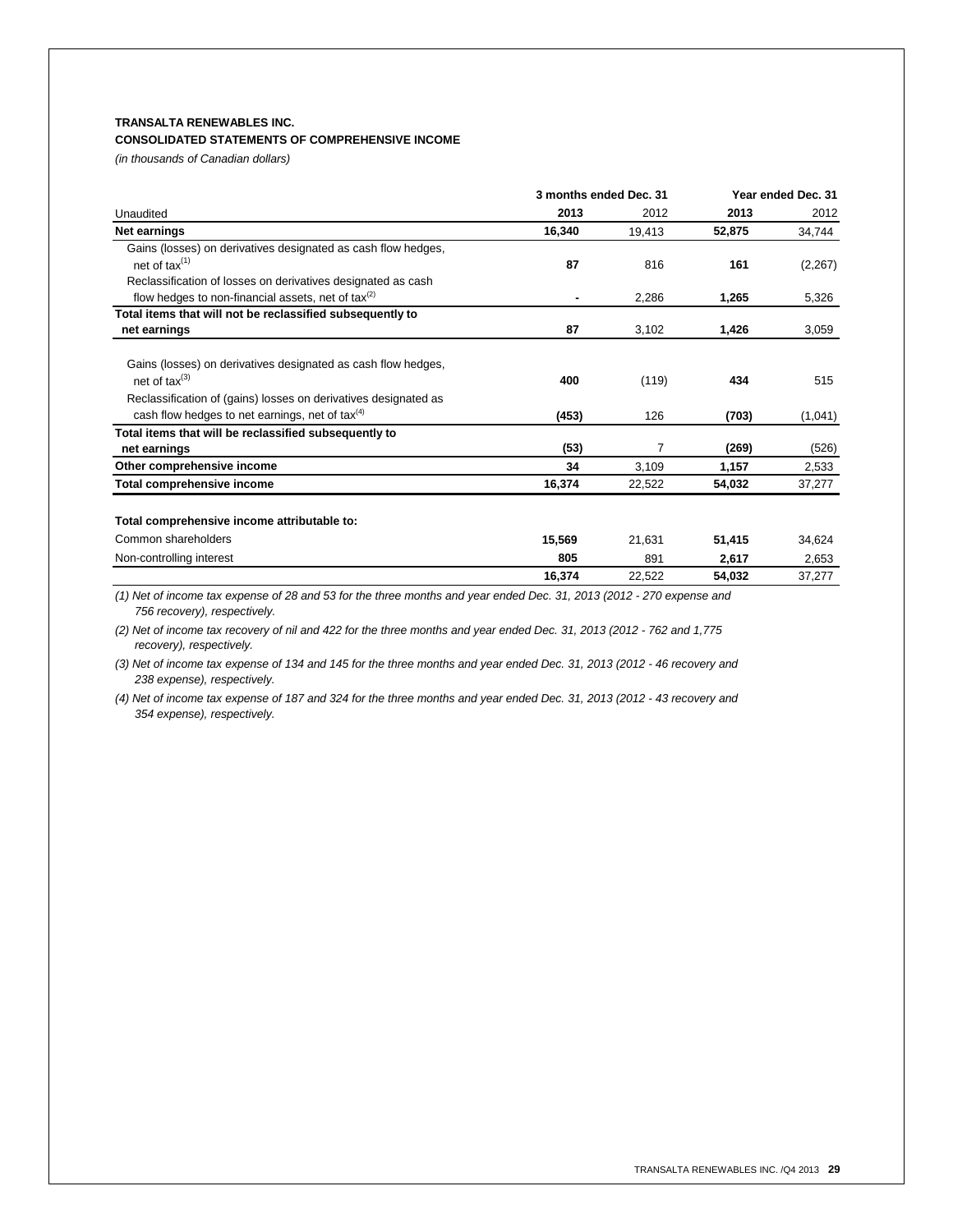**TRANSALTA RENEWABLES INC.**
**CONSOLIDATED STATEMENTS OF COMPREHENSIVE INCOME**
*(in thousands of Canadian dollars)*

| | 3 months ended Dec. 31 | | Year ended Dec. 31 | |
|---|---|---|---|---|
| Unaudited | **2013** | 2012 | **2013** | 2012 |
| **Net earnings** | **16,340** | 19,413 | **52,875** | 34,744 |
| Gains (losses) on derivatives designated as cash flow hedges, net of tax[(1)] | **87** | 816 | **161** | (2,267) |
| Reclassification of losses on derivatives designated as cash flow hedges to non-financial assets, net of tax[(2)] | **-** | 2,286 | **1,265** | 5,326 |
| **Total items that will not be reclassified subsequently to net earnings** | **87** | 3,102 | **1,426** | 3,059 |
| Gains (losses) on derivatives designated as cash flow hedges, net of tax[(3)] | **400** | (119) | **434** | 515 |
| Reclassification of (gains) losses on derivatives designated as cash flow hedges to net earnings, net of tax[(4)] | **(453)** | 126 | **(703)** | (1,041) |
| **Total items that will be reclassified subsequently to net earnings** | **(53)** | 7 | **(269)** | (526) |
| **Other comprehensive income** | **34** | 3,109 | **1,157** | 2,533 |
| **Total comprehensive income** | **16,374** | 22,522 | **54,032** | 37,277 |
| | | | | |
| **Total comprehensive income attributable to:** | | | | |
| Common shareholders | **15,569** | 21,631 | **51,415** | 34,624 |
| Non-controlling interest | **805** | 891 | **2,617** | 2,653 |
| | **16,374** | 22,522 | **54,032** | 37,277 |

*(1) Net of income tax expense of 28 and 53 for the three months and year ended Dec. 31, 2013 (2012 - 270 expense and 756 recovery), respectively.*

*(2) Net of income tax recovery of nil and 422 for the three months and year ended Dec. 31, 2013 (2012 - 762 and 1,775 recovery), respectively.*

*(3) Net of income tax expense of 134 and 145 for the three months and year ended Dec. 31, 2013 (2012 - 46 recovery and 238 expense), respectively.*

*(4) Net of income tax expense of 187 and 324 for the three months and year ended Dec. 31, 2013 (2012 - 43 recovery and 354 expense), respectively.*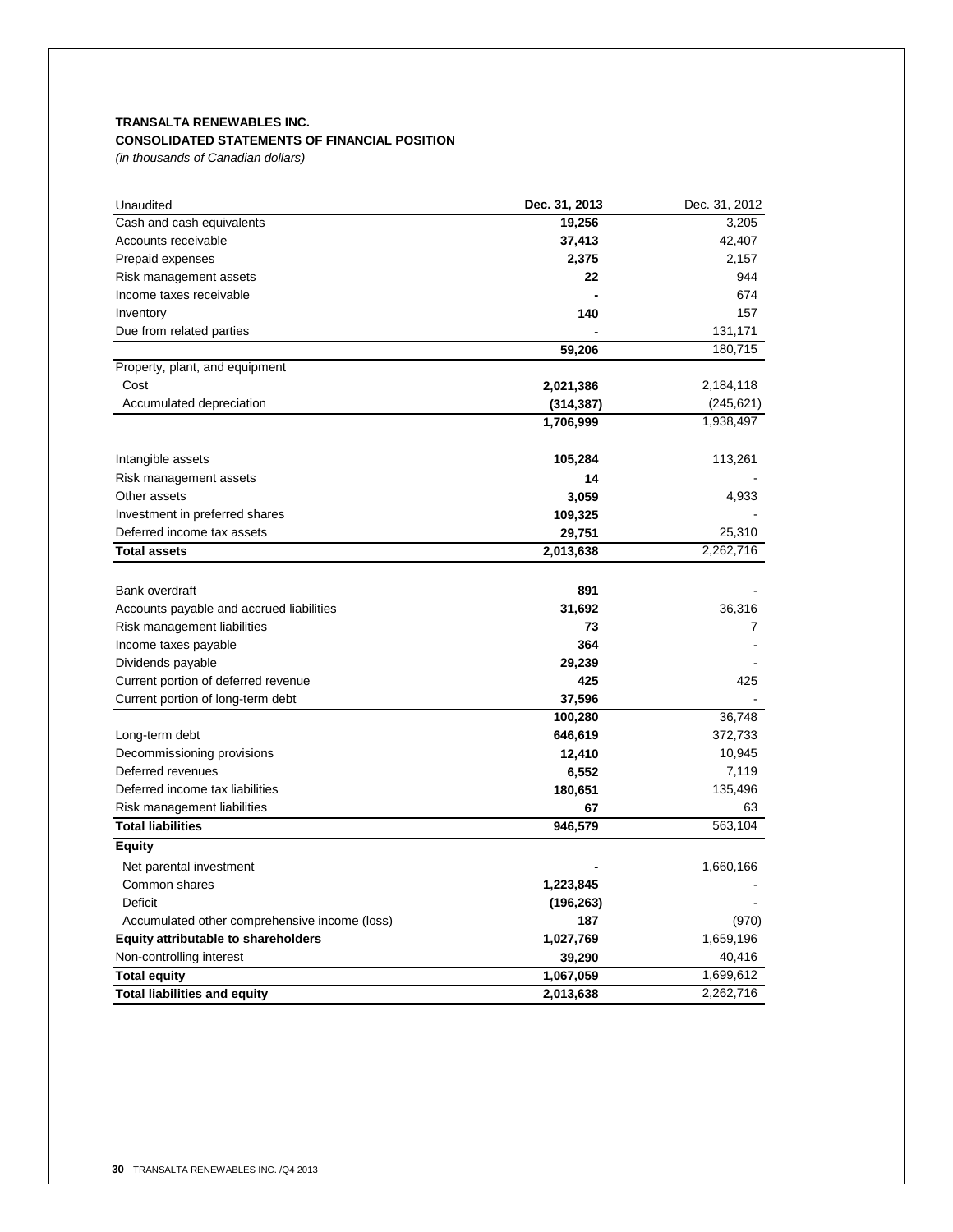**TRANSALTA RENEWABLES INC.**

**CONSOLIDATED STATEMENTS OF FINANCIAL POSITION**

*(in thousands of Canadian dollars)*

| Unaudited | **Dec. 31, 2013** | Dec. 31, 2012 |
|---|---|---|
| Cash and cash equivalents | **19,256** | 3,205 |
| Accounts receivable | **37,413** | 42,407 |
| Prepaid expenses | **2,375** | 2,157 |
| Risk management assets | **22** | 944 |
| Income taxes receivable | **-** | 674 |
| Inventory | **140** | 157 |
| Due from related parties | **-** | 131,171 |
| | **59,206** | 180,715 |
| Property, plant, and equipment | | |
| Cost | **2,021,386** | 2,184,118 |
| Accumulated depreciation | **(314,387)** | (245,621) |
| | **1,706,999** | 1,938,497 |
| Intangible assets | **105,284** | 113,261 |
| Risk management assets | **14** | - |
| Other assets | **3,059** | 4,933 |
| Investment in preferred shares | **109,325** | - |
| Deferred income tax assets | **29,751** | 25,310 |
| **Total assets** | **2,013,638** | 2,262,716 |
| Bank overdraft | **891** | - |
| Accounts payable and accrued liabilities | **31,692** | 36,316 |
| Risk management liabilities | **73** | 7 |
| Income taxes payable | **364** | - |
| Dividends payable | **29,239** | - |
| Current portion of deferred revenue | **425** | 425 |
| Current portion of long-term debt | **37,596** | - |
| | **100,280** | 36,748 |
| Long-term debt | **646,619** | 372,733 |
| Decommissioning provisions | **12,410** | 10,945 |
| Deferred revenues | **6,552** | 7,119 |
| Deferred income tax liabilities | **180,651** | 135,496 |
| Risk management liabilities | **67** | 63 |
| **Total liabilities** | **946,579** | 563,104 |
| **Equity** | | |
| Net parental investment | **-** | 1,660,166 |
| Common shares | **1,223,845** | - |
| Deficit | **(196,263)** | - |
| Accumulated other comprehensive income (loss) | **187** | (970) |
| **Equity attributable to shareholders** | **1,027,769** | 1,659,196 |
| Non-controlling interest | **39,290** | 40,416 |
| **Total equity** | **1,067,059** | 1,699,612 |
| **Total liabilities and equity** | **2,013,638** | 2,262,716 |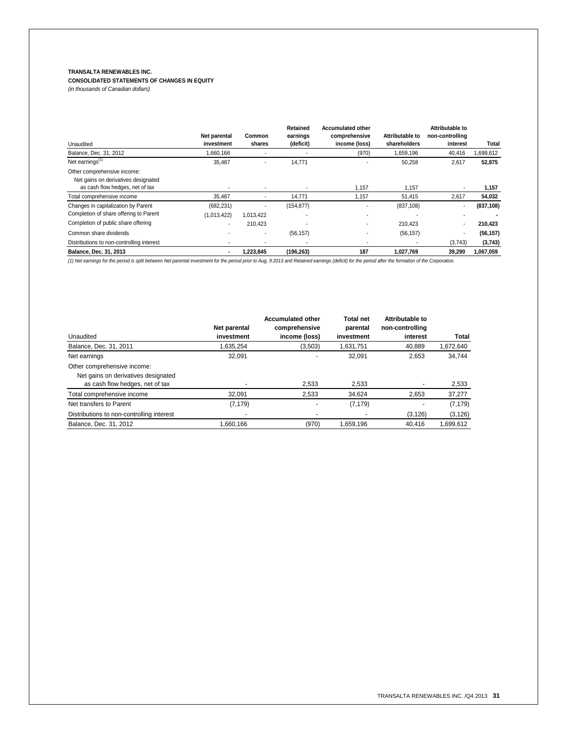**TRANSALTA RENEWABLES INC.**
**CONSOLIDATED STATEMENTS OF CHANGES IN EQUITY**
*(in thousands of Canadian dollars)*

| Unaudited | Net parental investment | Common shares | Retained earnings (deficit) | Accumulated other comprehensive income (loss) | Attributable to shareholders | Attributable to non-controlling interest | Total |
|---|---|---|---|---|---|---|---|
| Balance, Dec. 31, 2012 | 1,660,166 | - | - | (970) | 1,659,196 | 40,416 | 1,699,612 |
| Net earnings[1] | 35,487 | - | 14,771 | - | 50,258 | 2,617 | **52,875** |
| Other comprehensive income: | | | | | | | |
| Net gains on derivatives designated as cash flow hedges, net of tax | - | - | - | 1,157 | 1,157 | - | **1,157** |
| Total comprehensive income | 35,487 | - | 14,771 | 1,157 | 51,415 | 2,617 | **54,032** |
| Changes in capitalization by Parent | (682,231) | - | (154,877) | - | (837,108) | - | **(837,108)** |
| Completion of share offering to Parent | (1,013,422) | 1,013,422 | - | - | - | - | **-** |
| Completion of public share offering | - | 210,423 | - | - | 210,423 | - | **210,423** |
| Common share dividends | - | - | (56,157) | - | (56,157) | - | **(56,157)** |
| Distributions to non-controlling interest | - | - | - | - | - | (3,743) | **(3,743)** |
| **Balance, Dec. 31, 2013** | **-** | **1,223,845** | **(196,263)** | **187** | **1,027,769** | **39,290** | **1,067,059** |

*(1) Net earnings for the period is split between Net parental investment for the period prior to Aug, 9 2013 and Retained earnings (deficit) for the period after the formation of the Corporation.*

| Unaudited | Net parental investment | Accumulated other comprehensive income (loss) | Total net parental investment | Attributable to non-controlling interest | Total |
|---|---|---|---|---|---|
| Balance, Dec. 31, 2011 | 1,635,254 | (3,503) | 1,631,751 | 40,889 | 1,672,640 |
| Net earnings | 32,091 | - | 32,091 | 2,653 | 34,744 |
| Other comprehensive income: | | | | | |
| Net gains on derivatives designated as cash flow hedges, net of tax | - | 2,533 | 2,533 | - | 2,533 |
| Total comprehensive income | 32,091 | 2,533 | 34,624 | 2,653 | 37,277 |
| Net transfers to Parent | (7,179) | - | (7,179) | - | (7,179) |
| Distributions to non-controlling interest | - | - | - | (3,126) | (3,126) |
| Balance, Dec. 31, 2012 | 1,660,166 | (970) | 1,659,196 | 40,416 | 1,699,612 |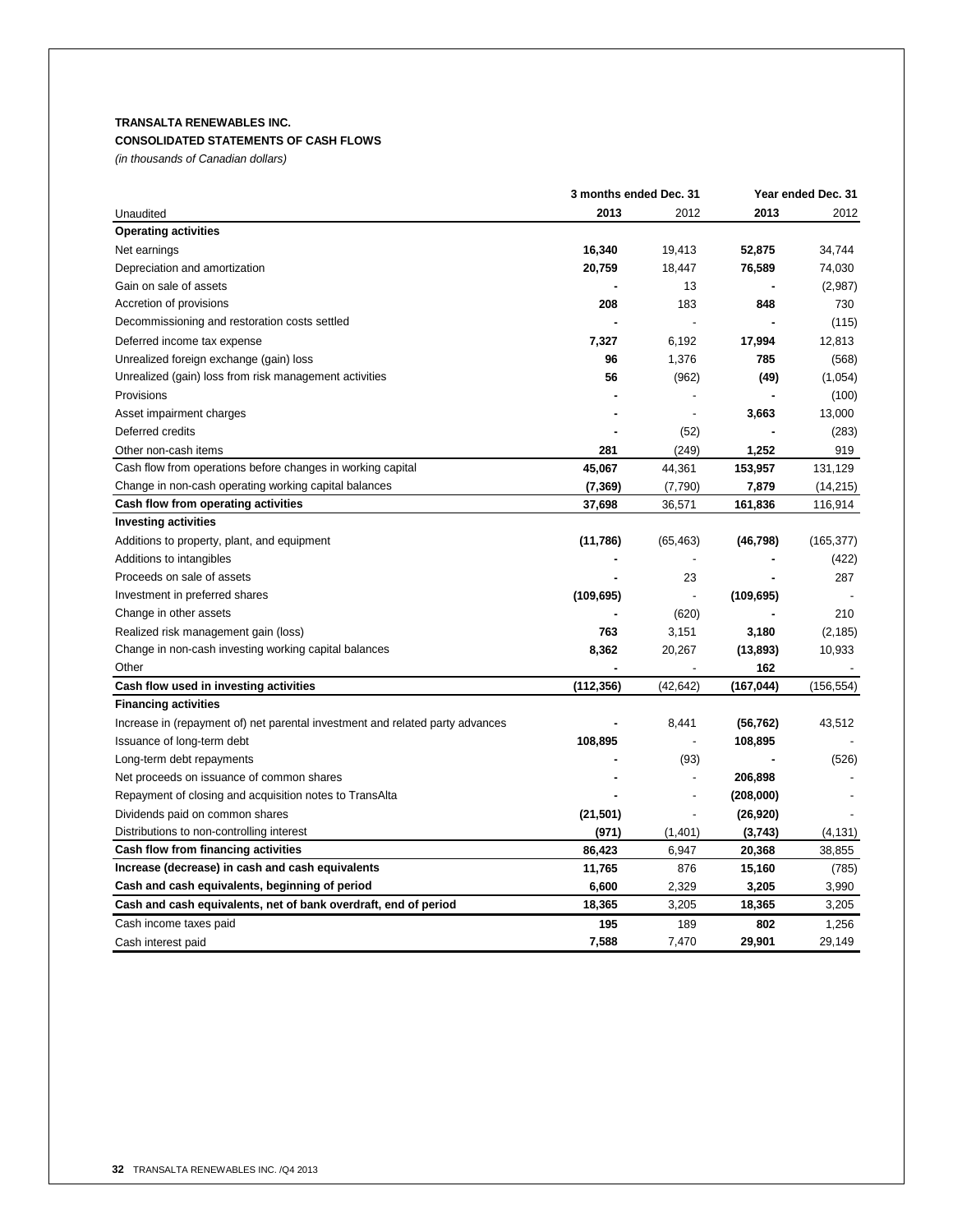**TRANSALTA RENEWABLES INC.**

**CONSOLIDATED STATEMENTS OF CASH FLOWS**

*(in thousands of Canadian dollars)*

| | 3 months ended Dec. 31 | | Year ended Dec. 31 | |
|---|---|---|---|---|
| Unaudited | **2013** | 2012 | **2013** | 2012 |
| **Operating activities** | | | | |
| Net earnings | **16,340** | 19,413 | **52,875** | 34,744 |
| Depreciation and amortization | **20,759** | 18,447 | **76,589** | 74,030 |
| Gain on sale of assets | **-** | 13 | **-** | (2,987) |
| Accretion of provisions | **208** | 183 | **848** | 730 |
| Decommissioning and restoration costs settled | **-** | - | **-** | (115) |
| Deferred income tax expense | **7,327** | 6,192 | **17,994** | 12,813 |
| Unrealized foreign exchange (gain) loss | **96** | 1,376 | **785** | (568) |
| Unrealized (gain) loss from risk management activities | **56** | (962) | **(49)** | (1,054) |
| Provisions | **-** | - | **-** | (100) |
| Asset impairment charges | **-** | - | **3,663** | 13,000 |
| Deferred credits | **-** | (52) | **-** | (283) |
| Other non-cash items | **281** | (249) | **1,252** | 919 |
| Cash flow from operations before changes in working capital | **45,067** | 44,361 | **153,957** | 131,129 |
| Change in non-cash operating working capital balances | **(7,369)** | (7,790) | **7,879** | (14,215) |
| **Cash flow from operating activities** | **37,698** | 36,571 | **161,836** | 116,914 |
| **Investing activities** | | | | |
| Additions to property, plant, and equipment | **(11,786)** | (65,463) | **(46,798)** | (165,377) |
| Additions to intangibles | **-** | - | **-** | (422) |
| Proceeds on sale of assets | **-** | 23 | **-** | 287 |
| Investment in preferred shares | **(109,695)** | - | **(109,695)** | - |
| Change in other assets | **-** | (620) | **-** | 210 |
| Realized risk management gain (loss) | **763** | 3,151 | **3,180** | (2,185) |
| Change in non-cash investing working capital balances | **8,362** | 20,267 | **(13,893)** | 10,933 |
| Other | **-** | - | **162** | - |
| **Cash flow used in investing activities** | **(112,356)** | (42,642) | **(167,044)** | (156,554) |
| **Financing activities** | | | | |
| Increase in (repayment of) net parental investment and related party advances | **-** | 8,441 | **(56,762)** | 43,512 |
| Issuance of long-term debt | **108,895** | - | **108,895** | - |
| Long-term debt repayments | **-** | (93) | **-** | (526) |
| Net proceeds on issuance of common shares | **-** | - | **206,898** | - |
| Repayment of closing and acquisition notes to TransAlta | **-** | - | **(208,000)** | - |
| Dividends paid on common shares | **(21,501)** | - | **(26,920)** | - |
| Distributions to non-controlling interest | **(971)** | (1,401) | **(3,743)** | (4,131) |
| **Cash flow from financing activities** | **86,423** | 6,947 | **20,368** | 38,855 |
| **Increase (decrease) in cash and cash equivalents** | **11,765** | 876 | **15,160** | (785) |
| **Cash and cash equivalents, beginning of period** | **6,600** | 2,329 | **3,205** | 3,990 |
| **Cash and cash equivalents, net of bank overdraft, end of period** | **18,365** | 3,205 | **18,365** | 3,205 |
| Cash income taxes paid | **195** | 189 | **802** | 1,256 |
| Cash interest paid | **7,588** | 7,470 | **29,901** | 29,149 |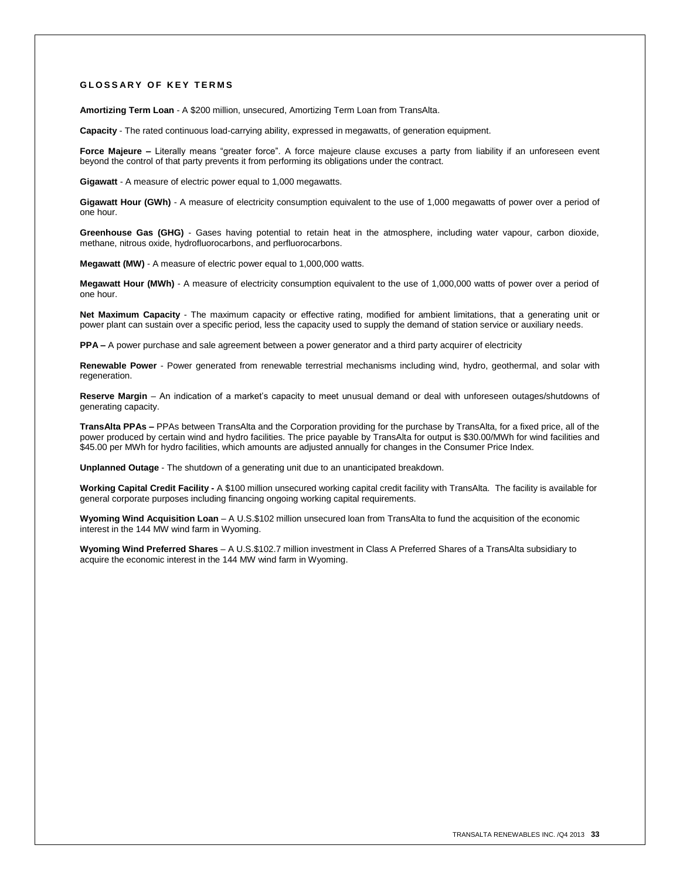## GLOSSARY OF KEY TERMS

**Amortizing Term Loan** - A $200 million, unsecured, Amortizing Term Loan from TransAlta.

**Capacity** - The rated continuous load-carrying ability, expressed in megawatts, of generation equipment.

**Force Majeure –** Literally means "greater force". A force majeure clause excuses a party from liability if an unforeseen event beyond the control of that party prevents it from performing its obligations under the contract.

**Gigawatt** - A measure of electric power equal to 1,000 megawatts.

**Gigawatt Hour (GWh)** - A measure of electricity consumption equivalent to the use of 1,000 megawatts of power over a period of one hour.

**Greenhouse Gas (GHG)** - Gases having potential to retain heat in the atmosphere, including water vapour, carbon dioxide, methane, nitrous oxide, hydrofluorocarbons, and perfluorocarbons.

**Megawatt (MW)** - A measure of electric power equal to 1,000,000 watts.

**Megawatt Hour (MWh)** - A measure of electricity consumption equivalent to the use of 1,000,000 watts of power over a period of one hour.

**Net Maximum Capacity** - The maximum capacity or effective rating, modified for ambient limitations, that a generating unit or power plant can sustain over a specific period, less the capacity used to supply the demand of station service or auxiliary needs.

**PPA –** A power purchase and sale agreement between a power generator and a third party acquirer of electricity

**Renewable Power** - Power generated from renewable terrestrial mechanisms including wind, hydro, geothermal, and solar with regeneration.

**Reserve Margin** – An indication of a market's capacity to meet unusual demand or deal with unforeseen outages/shutdowns of generating capacity.

**TransAlta PPAs –** PPAs between TransAlta and the Corporation providing for the purchase by TransAlta, for a fixed price, all of the power produced by certain wind and hydro facilities. The price payable by TransAlta for output is $30.00/MWh for wind facilities and $45.00 per MWh for hydro facilities, which amounts are adjusted annually for changes in the Consumer Price Index.

**Unplanned Outage** - The shutdown of a generating unit due to an unanticipated breakdown.

**Working Capital Credit Facility -** A $100 million unsecured working capital credit facility with TransAlta. The facility is available for general corporate purposes including financing ongoing working capital requirements.

**Wyoming Wind Acquisition Loan** – A U.S.$102 million unsecured loan from TransAlta to fund the acquisition of the economic interest in the 144 MW wind farm in Wyoming.

**Wyoming Wind Preferred Shares** – A U.S.$102.7 million investment in Class A Preferred Shares of a TransAlta subsidiary to acquire the economic interest in the 144 MW wind farm in Wyoming.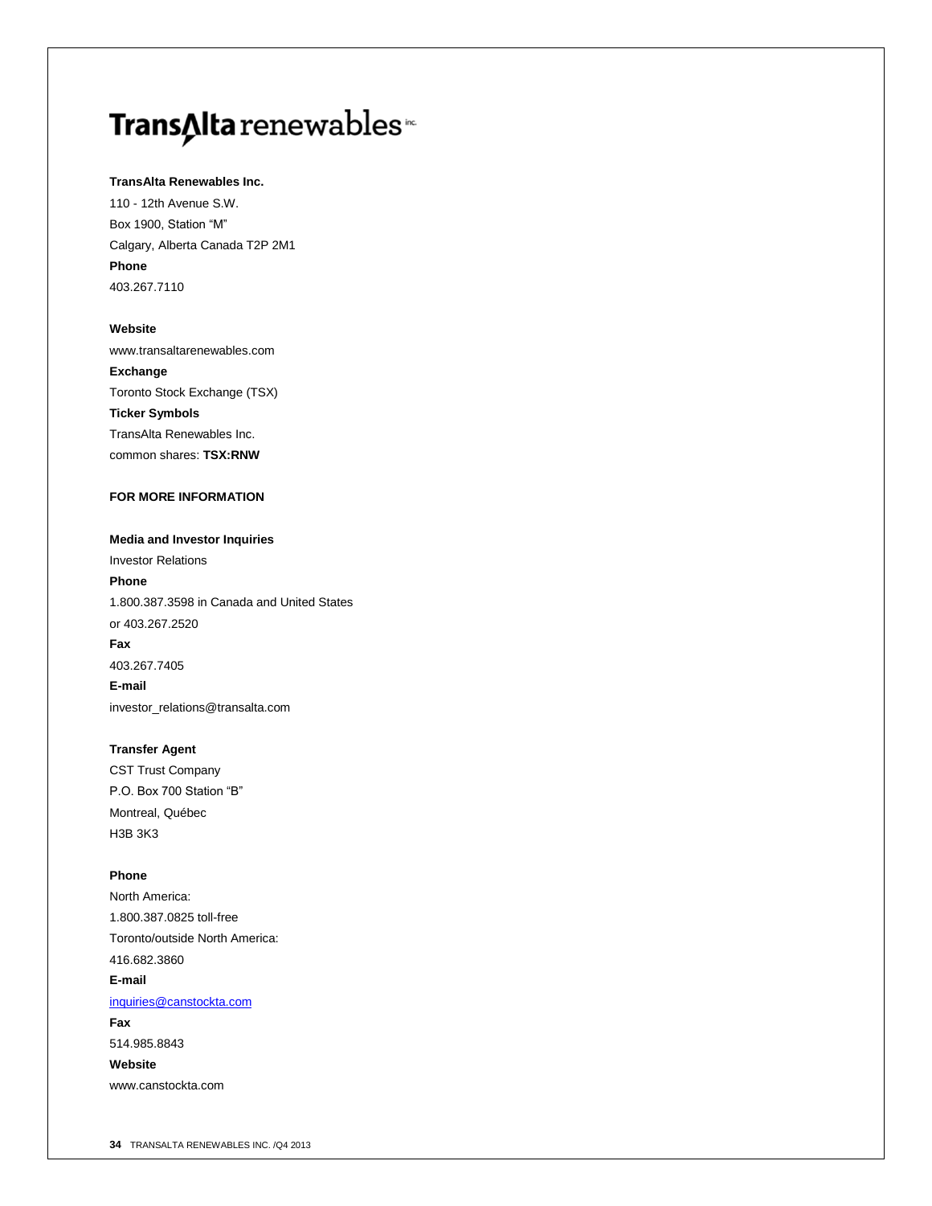# TransAlta renewables inc.

**TransAlta Renewables Inc.**
110 - 12th Avenue S.W.
Box 1900, Station "M"
Calgary, Alberta Canada T2P 2M1

**Phone**
403.267.7110

**Website**
www.transaltarenewables.com

**Exchange**
Toronto Stock Exchange (TSX)

**Ticker Symbols**
TransAlta Renewables Inc.
common shares: **TSX:RNW**

**FOR MORE INFORMATION**

**Media and Investor Inquiries**
Investor Relations

**Phone**
1.800.387.3598 in Canada and United States
or 403.267.2520

**Fax**
403.267.7405

**E-mail**
investor_relations@transalta.com

**Transfer Agent**
CST Trust Company
P.O. Box 700 Station "B"
Montreal, Québec
H3B 3K3

**Phone**
North America:
1.800.387.0825 toll-free
Toronto/outside North America:
416.682.3860

**E-mail**
inquiries@canstockta.com

**Fax**
514.985.8843

**Website**
www.canstockta.com